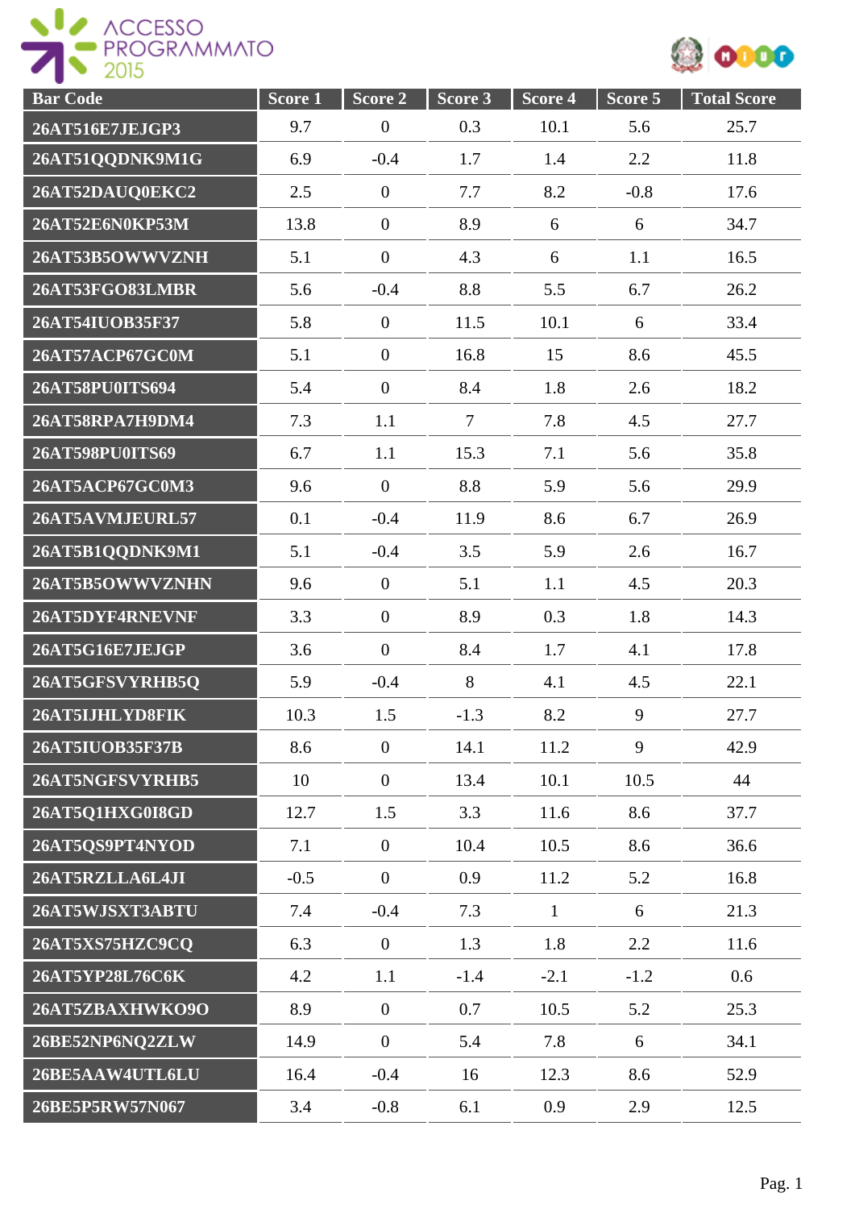| Bar Code | Score 1 | Score 2 | Score 3 | Score 4 | Score 5 | Total Score |
|---|---|---|---|---|---|---|
| 26AT516E7JEJGP3 | 9.7 | 0 | 0.3 | 10.1 | 5.6 | 25.7 |
| 26AT51QQDNK9M1G | 6.9 | -0.4 | 1.7 | 1.4 | 2.2 | 11.8 |
| 26AT52DAUQ0EKC2 | 2.5 | 0 | 7.7 | 8.2 | -0.8 | 17.6 |
| 26AT52E6N0KP53M | 13.8 | 0 | 8.9 | 6 | 6 | 34.7 |
| 26AT53B5OWWVZNH | 5.1 | 0 | 4.3 | 6 | 1.1 | 16.5 |
| 26AT53FGO83LMBR | 5.6 | -0.4 | 8.8 | 5.5 | 6.7 | 26.2 |
| 26AT54IUOB35F37 | 5.8 | 0 | 11.5 | 10.1 | 6 | 33.4 |
| 26AT57ACP67GC0M | 5.1 | 0 | 16.8 | 15 | 8.6 | 45.5 |
| 26AT58PU0ITS694 | 5.4 | 0 | 8.4 | 1.8 | 2.6 | 18.2 |
| 26AT58RPA7H9DM4 | 7.3 | 1.1 | 7 | 7.8 | 4.5 | 27.7 |
| 26AT598PU0ITS69 | 6.7 | 1.1 | 15.3 | 7.1 | 5.6 | 35.8 |
| 26AT5ACP67GC0M3 | 9.6 | 0 | 8.8 | 5.9 | 5.6 | 29.9 |
| 26AT5AVMJEURL57 | 0.1 | -0.4 | 11.9 | 8.6 | 6.7 | 26.9 |
| 26AT5B1QQDNK9M1 | 5.1 | -0.4 | 3.5 | 5.9 | 2.6 | 16.7 |
| 26AT5B5OWWVZNHN | 9.6 | 0 | 5.1 | 1.1 | 4.5 | 20.3 |
| 26AT5DYF4RNEVNF | 3.3 | 0 | 8.9 | 0.3 | 1.8 | 14.3 |
| 26AT5G16E7JEJGP | 3.6 | 0 | 8.4 | 1.7 | 4.1 | 17.8 |
| 26AT5GFSVYRHB5Q | 5.9 | -0.4 | 8 | 4.1 | 4.5 | 22.1 |
| 26AT5IJHLYD8FIK | 10.3 | 1.5 | -1.3 | 8.2 | 9 | 27.7 |
| 26AT5IUOB35F37B | 8.6 | 0 | 14.1 | 11.2 | 9 | 42.9 |
| 26AT5NGFSVYRHB5 | 10 | 0 | 13.4 | 10.1 | 10.5 | 44 |
| 26AT5Q1HXG0I8GD | 12.7 | 1.5 | 3.3 | 11.6 | 8.6 | 37.7 |
| 26AT5QS9PT4NYOD | 7.1 | 0 | 10.4 | 10.5 | 8.6 | 36.6 |
| 26AT5RZLLA6L4JI | -0.5 | 0 | 0.9 | 11.2 | 5.2 | 16.8 |
| 26AT5WJSXT3ABTU | 7.4 | -0.4 | 7.3 | 1 | 6 | 21.3 |
| 26AT5XS75HZC9CQ | 6.3 | 0 | 1.3 | 1.8 | 2.2 | 11.6 |
| 26AT5YP28L76C6K | 4.2 | 1.1 | -1.4 | -2.1 | -1.2 | 0.6 |
| 26AT5ZBAXHWKO9O | 8.9 | 0 | 0.7 | 10.5 | 5.2 | 25.3 |
| 26BE52NP6NQ2ZLW | 14.9 | 0 | 5.4 | 7.8 | 6 | 34.1 |
| 26BE5AAW4UTL6LU | 16.4 | -0.4 | 16 | 12.3 | 8.6 | 52.9 |
| 26BE5P5RW57N067 | 3.4 | -0.8 | 6.1 | 0.9 | 2.9 | 12.5 |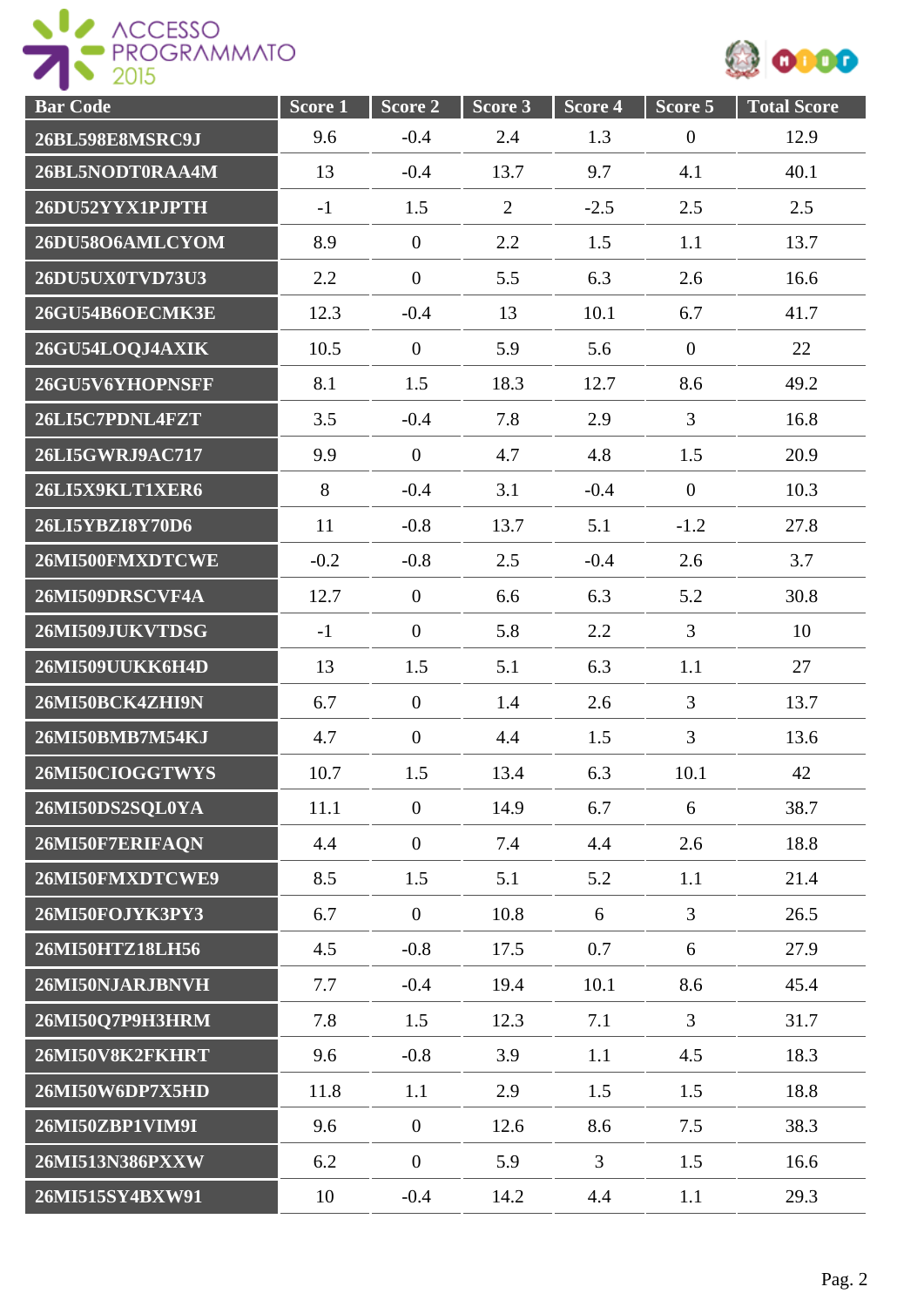| Bar Code | Score 1 | Score 2 | Score 3 | Score 4 | Score 5 | Total Score |
|---|---|---|---|---|---|---|
| 26BL598E8MSRC9J | 9.6 | -0.4 | 2.4 | 1.3 | 0 | 12.9 |
| 26BL5NODT0RAA4M | 13 | -0.4 | 13.7 | 9.7 | 4.1 | 40.1 |
| 26DU52YYX1PJPTH | -1 | 1.5 | 2 | -2.5 | 2.5 | 2.5 |
| 26DU58O6AMLCYOM | 8.9 | 0 | 2.2 | 1.5 | 1.1 | 13.7 |
| 26DU5UX0TVD73U3 | 2.2 | 0 | 5.5 | 6.3 | 2.6 | 16.6 |
| 26GU54B6OECMK3E | 12.3 | -0.4 | 13 | 10.1 | 6.7 | 41.7 |
| 26GU54LOQJ4AXIK | 10.5 | 0 | 5.9 | 5.6 | 0 | 22 |
| 26GU5V6YHOPNSFF | 8.1 | 1.5 | 18.3 | 12.7 | 8.6 | 49.2 |
| 26LI5C7PDNL4FZT | 3.5 | -0.4 | 7.8 | 2.9 | 3 | 16.8 |
| 26LI5GWRJ9AC717 | 9.9 | 0 | 4.7 | 4.8 | 1.5 | 20.9 |
| 26LI5X9KLT1XER6 | 8 | -0.4 | 3.1 | -0.4 | 0 | 10.3 |
| 26LI5YBZI8Y70D6 | 11 | -0.8 | 13.7 | 5.1 | -1.2 | 27.8 |
| 26MI500FMXDTCWE | -0.2 | -0.8 | 2.5 | -0.4 | 2.6 | 3.7 |
| 26MI509DRSCVF4A | 12.7 | 0 | 6.6 | 6.3 | 5.2 | 30.8 |
| 26MI509JUKVTDSG | -1 | 0 | 5.8 | 2.2 | 3 | 10 |
| 26MI509UUKK6H4D | 13 | 1.5 | 5.1 | 6.3 | 1.1 | 27 |
| 26MI50BCK4ZHI9N | 6.7 | 0 | 1.4 | 2.6 | 3 | 13.7 |
| 26MI50BMB7M54KJ | 4.7 | 0 | 4.4 | 1.5 | 3 | 13.6 |
| 26MI50CIOGGTWYS | 10.7 | 1.5 | 13.4 | 6.3 | 10.1 | 42 |
| 26MI50DS2SQL0YA | 11.1 | 0 | 14.9 | 6.7 | 6 | 38.7 |
| 26MI50F7ERIFAQN | 4.4 | 0 | 7.4 | 4.4 | 2.6 | 18.8 |
| 26MI50FMXDTCWE9 | 8.5 | 1.5 | 5.1 | 5.2 | 1.1 | 21.4 |
| 26MI50FOJYK3PY3 | 6.7 | 0 | 10.8 | 6 | 3 | 26.5 |
| 26MI50HTZ18LH56 | 4.5 | -0.8 | 17.5 | 0.7 | 6 | 27.9 |
| 26MI50NJARJBNVH | 7.7 | -0.4 | 19.4 | 10.1 | 8.6 | 45.4 |
| 26MI50Q7P9H3HRM | 7.8 | 1.5 | 12.3 | 7.1 | 3 | 31.7 |
| 26MI50V8K2FKHRT | 9.6 | -0.8 | 3.9 | 1.1 | 4.5 | 18.3 |
| 26MI50W6DP7X5HD | 11.8 | 1.1 | 2.9 | 1.5 | 1.5 | 18.8 |
| 26MI50ZBP1VIM9I | 9.6 | 0 | 12.6 | 8.6 | 7.5 | 38.3 |
| 26MI513N386PXXW | 6.2 | 0 | 5.9 | 3 | 1.5 | 16.6 |
| 26MI515SY4BXW91 | 10 | -0.4 | 14.2 | 4.4 | 1.1 | 29.3 |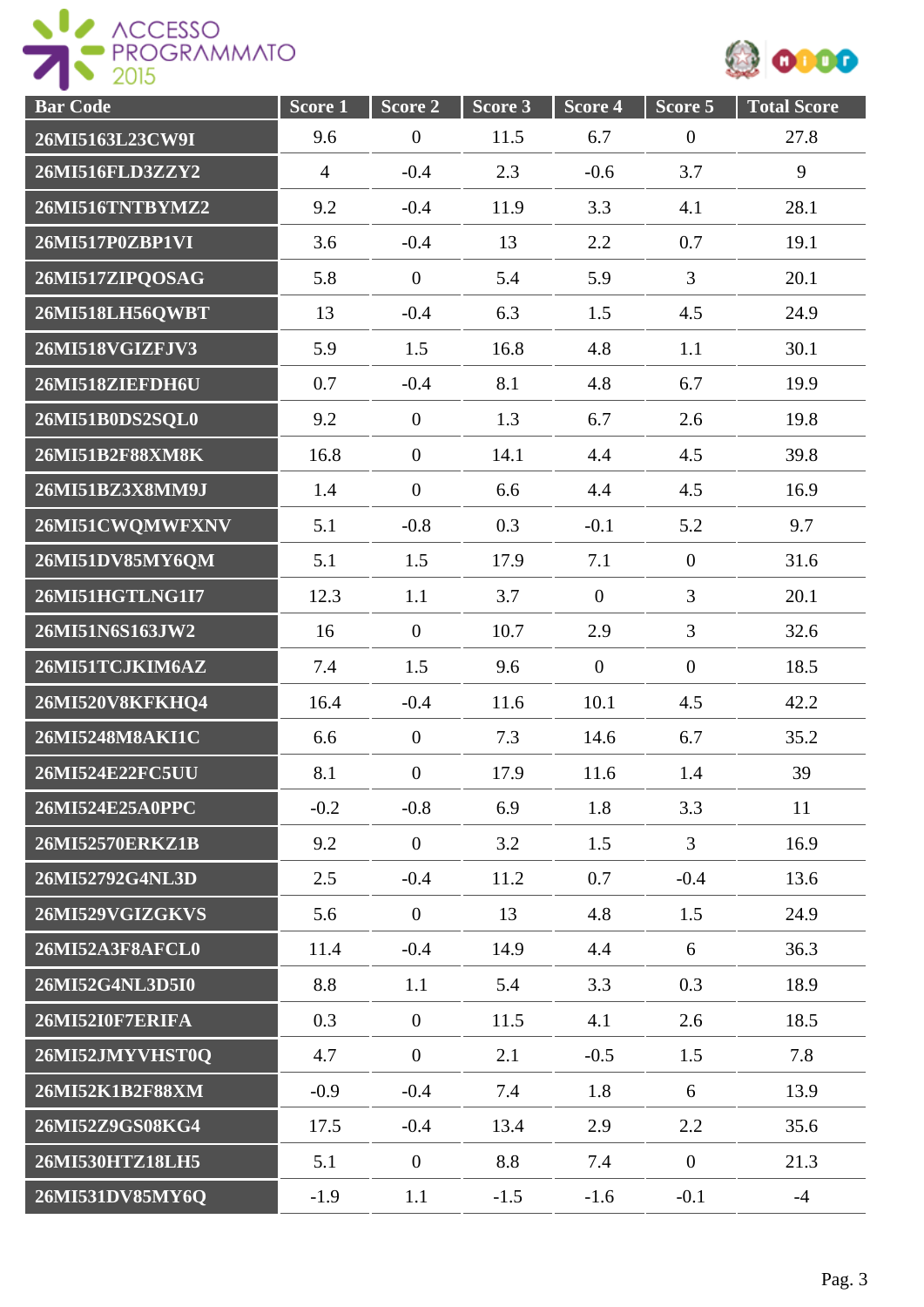| Bar Code | Score 1 | Score 2 | Score 3 | Score 4 | Score 5 | Total Score |
|---|---|---|---|---|---|---|
| 26MI5163L23CW9I | 9.6 | 0 | 11.5 | 6.7 | 0 | 27.8 |
| 26MI516FLD3ZZY2 | 4 | -0.4 | 2.3 | -0.6 | 3.7 | 9 |
| 26MI516TNTBYMZ2 | 9.2 | -0.4 | 11.9 | 3.3 | 4.1 | 28.1 |
| 26MI517P0ZBP1VI | 3.6 | -0.4 | 13 | 2.2 | 0.7 | 19.1 |
| 26MI517ZIPQOSAG | 5.8 | 0 | 5.4 | 5.9 | 3 | 20.1 |
| 26MI518LH56QWBT | 13 | -0.4 | 6.3 | 1.5 | 4.5 | 24.9 |
| 26MI518VGIZFJV3 | 5.9 | 1.5 | 16.8 | 4.8 | 1.1 | 30.1 |
| 26MI518ZIEFDH6U | 0.7 | -0.4 | 8.1 | 4.8 | 6.7 | 19.9 |
| 26MI51B0DS2SQL0 | 9.2 | 0 | 1.3 | 6.7 | 2.6 | 19.8 |
| 26MI51B2F88XM8K | 16.8 | 0 | 14.1 | 4.4 | 4.5 | 39.8 |
| 26MI51BZ3X8MM9J | 1.4 | 0 | 6.6 | 4.4 | 4.5 | 16.9 |
| 26MI51CWQMWFXNV | 5.1 | -0.8 | 0.3 | -0.1 | 5.2 | 9.7 |
| 26MI51DV85MY6QM | 5.1 | 1.5 | 17.9 | 7.1 | 0 | 31.6 |
| 26MI51HGTLNG1I7 | 12.3 | 1.1 | 3.7 | 0 | 3 | 20.1 |
| 26MI51N6S163JW2 | 16 | 0 | 10.7 | 2.9 | 3 | 32.6 |
| 26MI51TCJKIM6AZ | 7.4 | 1.5 | 9.6 | 0 | 0 | 18.5 |
| 26MI520V8KFKHQ4 | 16.4 | -0.4 | 11.6 | 10.1 | 4.5 | 42.2 |
| 26MI5248M8AKI1C | 6.6 | 0 | 7.3 | 14.6 | 6.7 | 35.2 |
| 26MI524E22FC5UU | 8.1 | 0 | 17.9 | 11.6 | 1.4 | 39 |
| 26MI524E25A0PPC | -0.2 | -0.8 | 6.9 | 1.8 | 3.3 | 11 |
| 26MI52570ERKZ1B | 9.2 | 0 | 3.2 | 1.5 | 3 | 16.9 |
| 26MI52792G4NL3D | 2.5 | -0.4 | 11.2 | 0.7 | -0.4 | 13.6 |
| 26MI529VGIZGKVS | 5.6 | 0 | 13 | 4.8 | 1.5 | 24.9 |
| 26MI52A3F8AFCL0 | 11.4 | -0.4 | 14.9 | 4.4 | 6 | 36.3 |
| 26MI52G4NL3D5I0 | 8.8 | 1.1 | 5.4 | 3.3 | 0.3 | 18.9 |
| 26MI52I0F7ERIFA | 0.3 | 0 | 11.5 | 4.1 | 2.6 | 18.5 |
| 26MI52JMYVHST0Q | 4.7 | 0 | 2.1 | -0.5 | 1.5 | 7.8 |
| 26MI52K1B2F88XM | -0.9 | -0.4 | 7.4 | 1.8 | 6 | 13.9 |
| 26MI52Z9GS08KG4 | 17.5 | -0.4 | 13.4 | 2.9 | 2.2 | 35.6 |
| 26MI530HTZ18LH5 | 5.1 | 0 | 8.8 | 7.4 | 0 | 21.3 |
| 26MI531DV85MY6Q | -1.9 | 1.1 | -1.5 | -1.6 | -0.1 | -4 |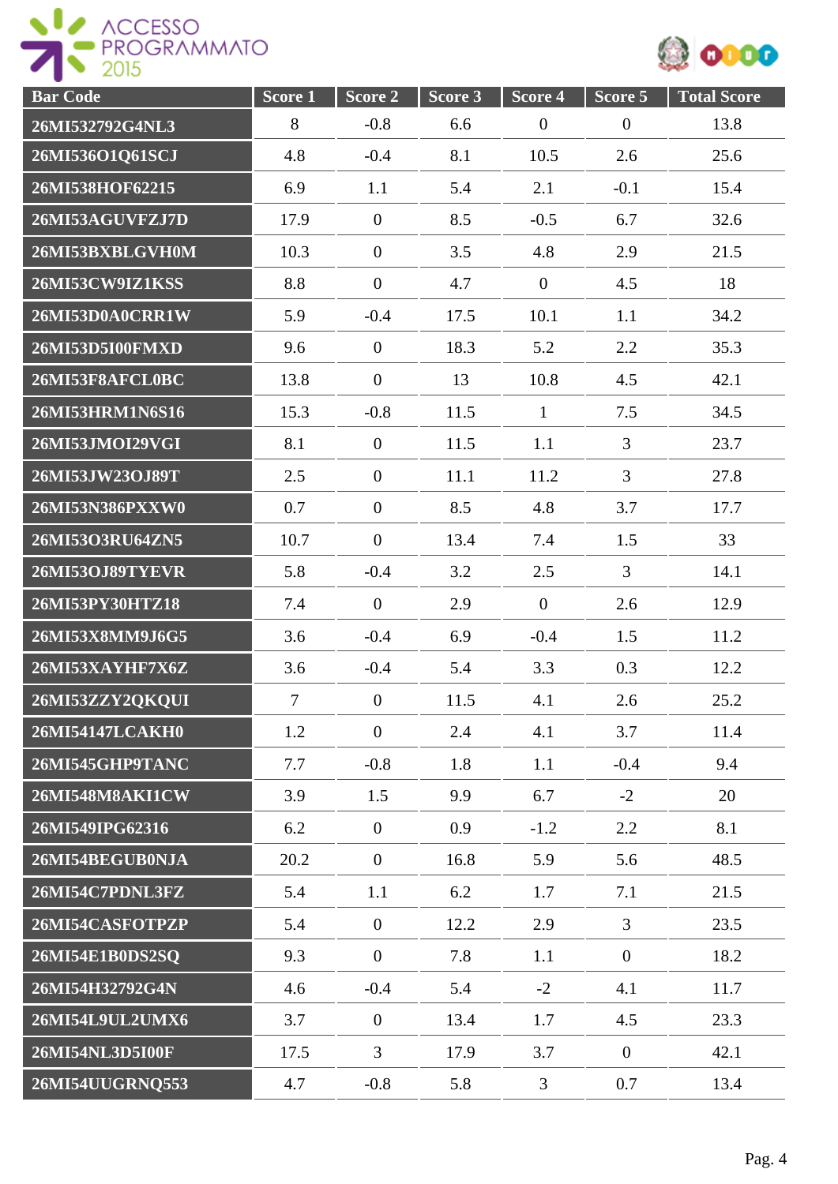| Bar Code | Score 1 | Score 2 | Score 3 | Score 4 | Score 5 | Total Score |
|---|---|---|---|---|---|---|
| 26MI532792G4NL3 | 8 | -0.8 | 6.6 | 0 | 0 | 13.8 |
| 26MI536O1Q61SCJ | 4.8 | -0.4 | 8.1 | 10.5 | 2.6 | 25.6 |
| 26MI538HOF62215 | 6.9 | 1.1 | 5.4 | 2.1 | -0.1 | 15.4 |
| 26MI53AGUVFZJ7D | 17.9 | 0 | 8.5 | -0.5 | 6.7 | 32.6 |
| 26MI53BXBLGVH0M | 10.3 | 0 | 3.5 | 4.8 | 2.9 | 21.5 |
| 26MI53CW9IZ1KSS | 8.8 | 0 | 4.7 | 0 | 4.5 | 18 |
| 26MI53D0A0CRR1W | 5.9 | -0.4 | 17.5 | 10.1 | 1.1 | 34.2 |
| 26MI53D5I00FMXD | 9.6 | 0 | 18.3 | 5.2 | 2.2 | 35.3 |
| 26MI53F8AFCL0BC | 13.8 | 0 | 13 | 10.8 | 4.5 | 42.1 |
| 26MI53HRM1N6S16 | 15.3 | -0.8 | 11.5 | 1 | 7.5 | 34.5 |
| 26MI53JMOI29VGI | 8.1 | 0 | 11.5 | 1.1 | 3 | 23.7 |
| 26MI53JW23OJ89T | 2.5 | 0 | 11.1 | 11.2 | 3 | 27.8 |
| 26MI53N386PXXW0 | 0.7 | 0 | 8.5 | 4.8 | 3.7 | 17.7 |
| 26MI53O3RU64ZN5 | 10.7 | 0 | 13.4 | 7.4 | 1.5 | 33 |
| 26MI53OJ89TYEVR | 5.8 | -0.4 | 3.2 | 2.5 | 3 | 14.1 |
| 26MI53PY30HTZ18 | 7.4 | 0 | 2.9 | 0 | 2.6 | 12.9 |
| 26MI53X8MM9J6G5 | 3.6 | -0.4 | 6.9 | -0.4 | 1.5 | 11.2 |
| 26MI53XAYHF7X6Z | 3.6 | -0.4 | 5.4 | 3.3 | 0.3 | 12.2 |
| 26MI53ZZY2QKQUI | 7 | 0 | 11.5 | 4.1 | 2.6 | 25.2 |
| 26MI54147LCAKH0 | 1.2 | 0 | 2.4 | 4.1 | 3.7 | 11.4 |
| 26MI545GHP9TANC | 7.7 | -0.8 | 1.8 | 1.1 | -0.4 | 9.4 |
| 26MI548M8AKI1CW | 3.9 | 1.5 | 9.9 | 6.7 | -2 | 20 |
| 26MI549IPG62316 | 6.2 | 0 | 0.9 | -1.2 | 2.2 | 8.1 |
| 26MI54BEGUB0NJA | 20.2 | 0 | 16.8 | 5.9 | 5.6 | 48.5 |
| 26MI54C7PDNL3FZ | 5.4 | 1.1 | 6.2 | 1.7 | 7.1 | 21.5 |
| 26MI54CASFOTPZP | 5.4 | 0 | 12.2 | 2.9 | 3 | 23.5 |
| 26MI54E1B0DS2SQ | 9.3 | 0 | 7.8 | 1.1 | 0 | 18.2 |
| 26MI54H32792G4N | 4.6 | -0.4 | 5.4 | -2 | 4.1 | 11.7 |
| 26MI54L9UL2UMX6 | 3.7 | 0 | 13.4 | 1.7 | 4.5 | 23.3 |
| 26MI54NL3D5I00F | 17.5 | 3 | 17.9 | 3.7 | 0 | 42.1 |
| 26MI54UUGRNQ553 | 4.7 | -0.8 | 5.8 | 3 | 0.7 | 13.4 |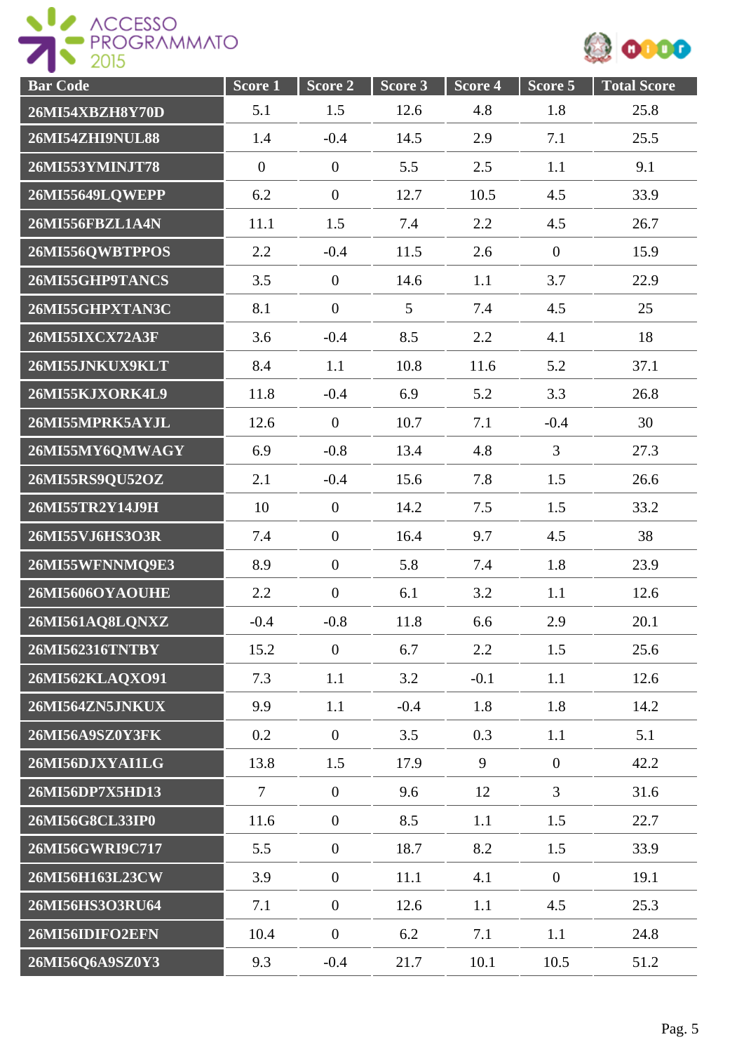| Bar Code | Score 1 | Score 2 | Score 3 | Score 4 | Score 5 | Total Score |
|---|---|---|---|---|---|---|
| 26MI54XBZH8Y70D | 5.1 | 1.5 | 12.6 | 4.8 | 1.8 | 25.8 |
| 26MI54ZHI9NUL88 | 1.4 | -0.4 | 14.5 | 2.9 | 7.1 | 25.5 |
| 26MI553YMINJT78 | 0 | 0 | 5.5 | 2.5 | 1.1 | 9.1 |
| 26MI55649LQWEPP | 6.2 | 0 | 12.7 | 10.5 | 4.5 | 33.9 |
| 26MI556FBZL1A4N | 11.1 | 1.5 | 7.4 | 2.2 | 4.5 | 26.7 |
| 26MI556QWBTPPOS | 2.2 | -0.4 | 11.5 | 2.6 | 0 | 15.9 |
| 26MI55GHP9TANCS | 3.5 | 0 | 14.6 | 1.1 | 3.7 | 22.9 |
| 26MI55GHPXTAN3C | 8.1 | 0 | 5 | 7.4 | 4.5 | 25 |
| 26MI55IXCX72A3F | 3.6 | -0.4 | 8.5 | 2.2 | 4.1 | 18 |
| 26MI55JNKUX9KLT | 8.4 | 1.1 | 10.8 | 11.6 | 5.2 | 37.1 |
| 26MI55KJXORK4L9 | 11.8 | -0.4 | 6.9 | 5.2 | 3.3 | 26.8 |
| 26MI55MPRK5AYJL | 12.6 | 0 | 10.7 | 7.1 | -0.4 | 30 |
| 26MI55MY6QMWAGY | 6.9 | -0.8 | 13.4 | 4.8 | 3 | 27.3 |
| 26MI55RS9QU52OZ | 2.1 | -0.4 | 15.6 | 7.8 | 1.5 | 26.6 |
| 26MI55TR2Y14J9H | 10 | 0 | 14.2 | 7.5 | 1.5 | 33.2 |
| 26MI55VJ6HS3O3R | 7.4 | 0 | 16.4 | 9.7 | 4.5 | 38 |
| 26MI55WFNNMQ9E3 | 8.9 | 0 | 5.8 | 7.4 | 1.8 | 23.9 |
| 26MI5606OYAOUHE | 2.2 | 0 | 6.1 | 3.2 | 1.1 | 12.6 |
| 26MI561AQ8LQNXZ | -0.4 | -0.8 | 11.8 | 6.6 | 2.9 | 20.1 |
| 26MI562316TNTBY | 15.2 | 0 | 6.7 | 2.2 | 1.5 | 25.6 |
| 26MI562KLAQXO91 | 7.3 | 1.1 | 3.2 | -0.1 | 1.1 | 12.6 |
| 26MI564ZN5JNKUX | 9.9 | 1.1 | -0.4 | 1.8 | 1.8 | 14.2 |
| 26MI56A9SZ0Y3FK | 0.2 | 0 | 3.5 | 0.3 | 1.1 | 5.1 |
| 26MI56DJXYAI1LG | 13.8 | 1.5 | 17.9 | 9 | 0 | 42.2 |
| 26MI56DP7X5HD13 | 7 | 0 | 9.6 | 12 | 3 | 31.6 |
| 26MI56G8CL33IP0 | 11.6 | 0 | 8.5 | 1.1 | 1.5 | 22.7 |
| 26MI56GWRI9C717 | 5.5 | 0 | 18.7 | 8.2 | 1.5 | 33.9 |
| 26MI56H163L23CW | 3.9 | 0 | 11.1 | 4.1 | 0 | 19.1 |
| 26MI56HS3O3RU64 | 7.1 | 0 | 12.6 | 1.1 | 4.5 | 25.3 |
| 26MI56IDIFO2EFN | 10.4 | 0 | 6.2 | 7.1 | 1.1 | 24.8 |
| 26MI56Q6A9SZ0Y3 | 9.3 | -0.4 | 21.7 | 10.1 | 10.5 | 51.2 |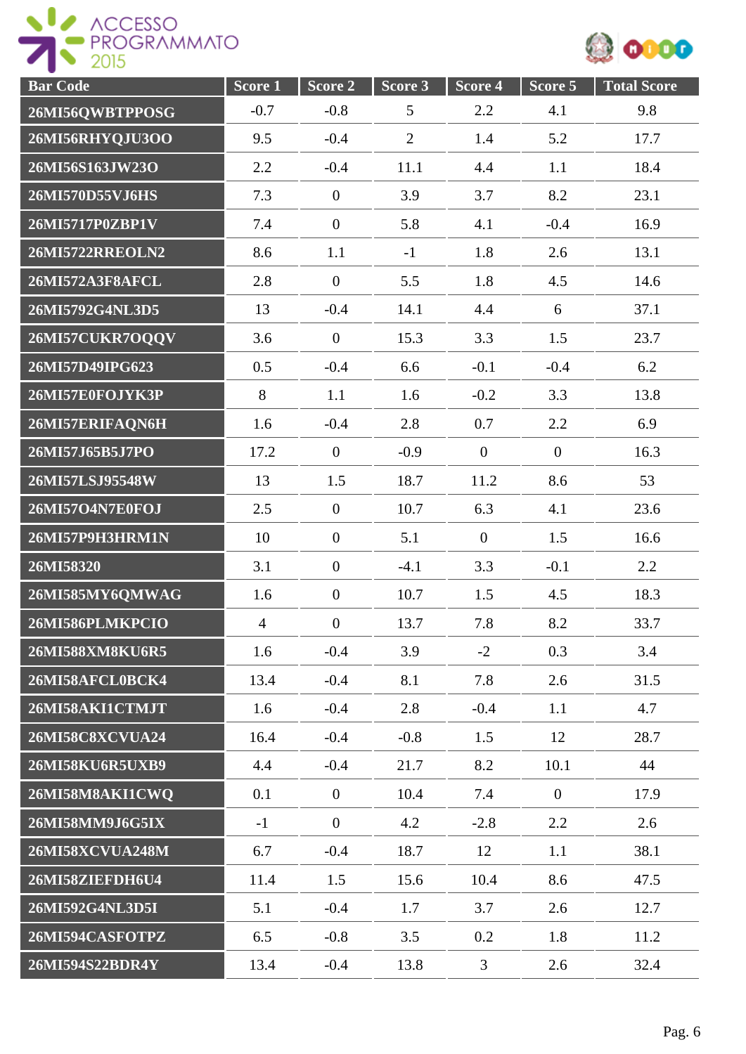| Bar Code | Score 1 | Score 2 | Score 3 | Score 4 | Score 5 | Total Score |
|---|---|---|---|---|---|---|
| 26MI56QWBTPPOSG | -0.7 | -0.8 | 5 | 2.2 | 4.1 | 9.8 |
| 26MI56RHYQJU3OO | 9.5 | -0.4 | 2 | 1.4 | 5.2 | 17.7 |
| 26MI56S163JW23O | 2.2 | -0.4 | 11.1 | 4.4 | 1.1 | 18.4 |
| 26MI570D55VJ6HS | 7.3 | 0 | 3.9 | 3.7 | 8.2 | 23.1 |
| 26MI5717P0ZBP1V | 7.4 | 0 | 5.8 | 4.1 | -0.4 | 16.9 |
| 26MI5722RREOLN2 | 8.6 | 1.1 | -1 | 1.8 | 2.6 | 13.1 |
| 26MI572A3F8AFCL | 2.8 | 0 | 5.5 | 1.8 | 4.5 | 14.6 |
| 26MI5792G4NL3D5 | 13 | -0.4 | 14.1 | 4.4 | 6 | 37.1 |
| 26MI57CUKR7OQQV | 3.6 | 0 | 15.3 | 3.3 | 1.5 | 23.7 |
| 26MI57D49IPG623 | 0.5 | -0.4 | 6.6 | -0.1 | -0.4 | 6.2 |
| 26MI57E0FOJYK3P | 8 | 1.1 | 1.6 | -0.2 | 3.3 | 13.8 |
| 26MI57ERIFAQN6H | 1.6 | -0.4 | 2.8 | 0.7 | 2.2 | 6.9 |
| 26MI57J65B5J7PO | 17.2 | 0 | -0.9 | 0 | 0 | 16.3 |
| 26MI57LSJ95548W | 13 | 1.5 | 18.7 | 11.2 | 8.6 | 53 |
| 26MI57O4N7E0FOJ | 2.5 | 0 | 10.7 | 6.3 | 4.1 | 23.6 |
| 26MI57P9H3HRM1N | 10 | 0 | 5.1 | 0 | 1.5 | 16.6 |
| 26MI58320 | 3.1 | 0 | -4.1 | 3.3 | -0.1 | 2.2 |
| 26MI585MY6QMWAG | 1.6 | 0 | 10.7 | 1.5 | 4.5 | 18.3 |
| 26MI586PLMKPCIO | 4 | 0 | 13.7 | 7.8 | 8.2 | 33.7 |
| 26MI588XM8KU6R5 | 1.6 | -0.4 | 3.9 | -2 | 0.3 | 3.4 |
| 26MI58AFCL0BCK4 | 13.4 | -0.4 | 8.1 | 7.8 | 2.6 | 31.5 |
| 26MI58AKI1CTMJT | 1.6 | -0.4 | 2.8 | -0.4 | 1.1 | 4.7 |
| 26MI58C8XCVUA24 | 16.4 | -0.4 | -0.8 | 1.5 | 12 | 28.7 |
| 26MI58KU6R5UXB9 | 4.4 | -0.4 | 21.7 | 8.2 | 10.1 | 44 |
| 26MI58M8AKI1CWQ | 0.1 | 0 | 10.4 | 7.4 | 0 | 17.9 |
| 26MI58MM9J6G5IX | -1 | 0 | 4.2 | -2.8 | 2.2 | 2.6 |
| 26MI58XCVUA248M | 6.7 | -0.4 | 18.7 | 12 | 1.1 | 38.1 |
| 26MI58ZIEFDH6U4 | 11.4 | 1.5 | 15.6 | 10.4 | 8.6 | 47.5 |
| 26MI592G4NL3D5I | 5.1 | -0.4 | 1.7 | 3.7 | 2.6 | 12.7 |
| 26MI594CASFOTPZ | 6.5 | -0.8 | 3.5 | 0.2 | 1.8 | 11.2 |
| 26MI594S22BDR4Y | 13.4 | -0.4 | 13.8 | 3 | 2.6 | 32.4 |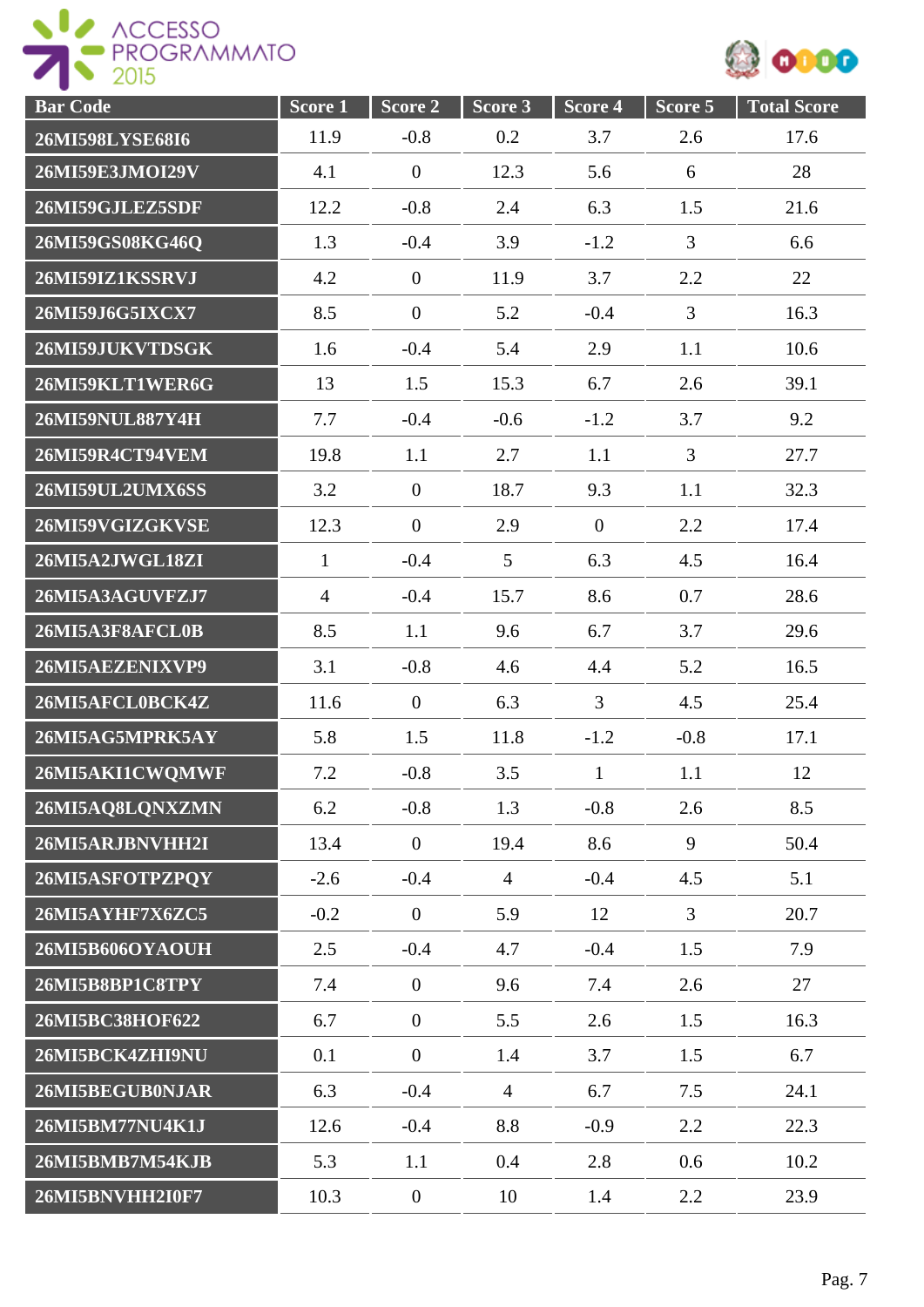| Bar Code | Score 1 | Score 2 | Score 3 | Score 4 | Score 5 | Total Score |
|---|---|---|---|---|---|---|
| 26MI598LYSE68I6 | 11.9 | -0.8 | 0.2 | 3.7 | 2.6 | 17.6 |
| 26MI59E3JMOI29V | 4.1 | 0 | 12.3 | 5.6 | 6 | 28 |
| 26MI59GJLEZ5SDF | 12.2 | -0.8 | 2.4 | 6.3 | 1.5 | 21.6 |
| 26MI59GS08KG46Q | 1.3 | -0.4 | 3.9 | -1.2 | 3 | 6.6 |
| 26MI59IZ1KSSRVJ | 4.2 | 0 | 11.9 | 3.7 | 2.2 | 22 |
| 26MI59J6G5IXCX7 | 8.5 | 0 | 5.2 | -0.4 | 3 | 16.3 |
| 26MI59JUKVTDSGK | 1.6 | -0.4 | 5.4 | 2.9 | 1.1 | 10.6 |
| 26MI59KLT1WER6G | 13 | 1.5 | 15.3 | 6.7 | 2.6 | 39.1 |
| 26MI59NUL887Y4H | 7.7 | -0.4 | -0.6 | -1.2 | 3.7 | 9.2 |
| 26MI59R4CT94VEM | 19.8 | 1.1 | 2.7 | 1.1 | 3 | 27.7 |
| 26MI59UL2UMX6SS | 3.2 | 0 | 18.7 | 9.3 | 1.1 | 32.3 |
| 26MI59VGIZGKVSE | 12.3 | 0 | 2.9 | 0 | 2.2 | 17.4 |
| 26MI5A2JWGL18ZI | 1 | -0.4 | 5 | 6.3 | 4.5 | 16.4 |
| 26MI5A3AGUVFZJ7 | 4 | -0.4 | 15.7 | 8.6 | 0.7 | 28.6 |
| 26MI5A3F8AFCL0B | 8.5 | 1.1 | 9.6 | 6.7 | 3.7 | 29.6 |
| 26MI5AEZENIXVP9 | 3.1 | -0.8 | 4.6 | 4.4 | 5.2 | 16.5 |
| 26MI5AFCL0BCK4Z | 11.6 | 0 | 6.3 | 3 | 4.5 | 25.4 |
| 26MI5AG5MPRK5AY | 5.8 | 1.5 | 11.8 | -1.2 | -0.8 | 17.1 |
| 26MI5AKI1CWQMWF | 7.2 | -0.8 | 3.5 | 1 | 1.1 | 12 |
| 26MI5AQ8LQNXZMN | 6.2 | -0.8 | 1.3 | -0.8 | 2.6 | 8.5 |
| 26MI5ARJBNVHH2I | 13.4 | 0 | 19.4 | 8.6 | 9 | 50.4 |
| 26MI5ASFOTPZPQY | -2.6 | -0.4 | 4 | -0.4 | 4.5 | 5.1 |
| 26MI5AYHF7X6ZC5 | -0.2 | 0 | 5.9 | 12 | 3 | 20.7 |
| 26MI5B606OYAOUH | 2.5 | -0.4 | 4.7 | -0.4 | 1.5 | 7.9 |
| 26MI5B8BP1C8TPY | 7.4 | 0 | 9.6 | 7.4 | 2.6 | 27 |
| 26MI5BC38HOF622 | 6.7 | 0 | 5.5 | 2.6 | 1.5 | 16.3 |
| 26MI5BCK4ZHI9NU | 0.1 | 0 | 1.4 | 3.7 | 1.5 | 6.7 |
| 26MI5BEGUB0NJAR | 6.3 | -0.4 | 4 | 6.7 | 7.5 | 24.1 |
| 26MI5BM77NU4K1J | 12.6 | -0.4 | 8.8 | -0.9 | 2.2 | 22.3 |
| 26MI5BMB7M54KJB | 5.3 | 1.1 | 0.4 | 2.8 | 0.6 | 10.2 |
| 26MI5BNVHH2I0F7 | 10.3 | 0 | 10 | 1.4 | 2.2 | 23.9 |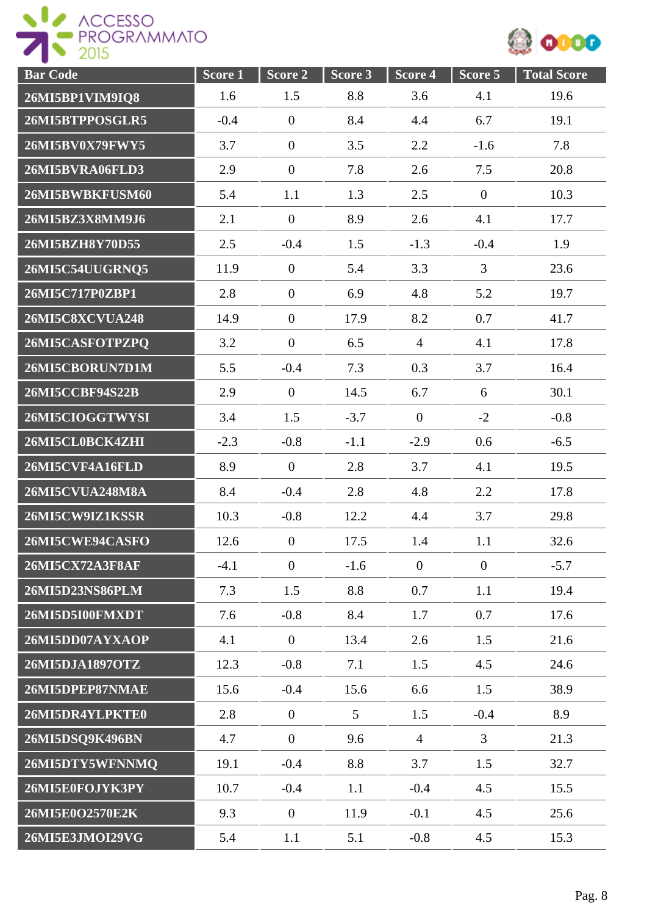| Bar Code | Score 1 | Score 2 | Score 3 | Score 4 | Score 5 | Total Score |
|---|---|---|---|---|---|---|
| 26MI5BP1VIM9IQ8 | 1.6 | 1.5 | 8.8 | 3.6 | 4.1 | 19.6 |
| 26MI5BTPPOSGLR5 | -0.4 | 0 | 8.4 | 4.4 | 6.7 | 19.1 |
| 26MI5BV0X79FWY5 | 3.7 | 0 | 3.5 | 2.2 | -1.6 | 7.8 |
| 26MI5BVRA06FLD3 | 2.9 | 0 | 7.8 | 2.6 | 7.5 | 20.8 |
| 26MI5BWBKFUSM60 | 5.4 | 1.1 | 1.3 | 2.5 | 0 | 10.3 |
| 26MI5BZ3X8MM9J6 | 2.1 | 0 | 8.9 | 2.6 | 4.1 | 17.7 |
| 26MI5BZH8Y70D55 | 2.5 | -0.4 | 1.5 | -1.3 | -0.4 | 1.9 |
| 26MI5C54UUGRNQ5 | 11.9 | 0 | 5.4 | 3.3 | 3 | 23.6 |
| 26MI5C717P0ZBP1 | 2.8 | 0 | 6.9 | 4.8 | 5.2 | 19.7 |
| 26MI5C8XCVUA248 | 14.9 | 0 | 17.9 | 8.2 | 0.7 | 41.7 |
| 26MI5CASFOTPZPQ | 3.2 | 0 | 6.5 | 4 | 4.1 | 17.8 |
| 26MI5CBORUN7D1M | 5.5 | -0.4 | 7.3 | 0.3 | 3.7 | 16.4 |
| 26MI5CCBF94S22B | 2.9 | 0 | 14.5 | 6.7 | 6 | 30.1 |
| 26MI5CIOGGTWYSI | 3.4 | 1.5 | -3.7 | 0 | -2 | -0.8 |
| 26MI5CL0BCK4ZHI | -2.3 | -0.8 | -1.1 | -2.9 | 0.6 | -6.5 |
| 26MI5CVF4A16FLD | 8.9 | 0 | 2.8 | 3.7 | 4.1 | 19.5 |
| 26MI5CVUA248M8A | 8.4 | -0.4 | 2.8 | 4.8 | 2.2 | 17.8 |
| 26MI5CW9IZ1KSSR | 10.3 | -0.8 | 12.2 | 4.4 | 3.7 | 29.8 |
| 26MI5CWE94CASFO | 12.6 | 0 | 17.5 | 1.4 | 1.1 | 32.6 |
| 26MI5CX72A3F8AF | -4.1 | 0 | -1.6 | 0 | 0 | -5.7 |
| 26MI5D23NS86PLM | 7.3 | 1.5 | 8.8 | 0.7 | 1.1 | 19.4 |
| 26MI5D5I00FMXDT | 7.6 | -0.8 | 8.4 | 1.7 | 0.7 | 17.6 |
| 26MI5DD07AYXAOP | 4.1 | 0 | 13.4 | 2.6 | 1.5 | 21.6 |
| 26MI5DJA1897OTZ | 12.3 | -0.8 | 7.1 | 1.5 | 4.5 | 24.6 |
| 26MI5DPEP87NMAE | 15.6 | -0.4 | 15.6 | 6.6 | 1.5 | 38.9 |
| 26MI5DR4YLPKTE0 | 2.8 | 0 | 5 | 1.5 | -0.4 | 8.9 |
| 26MI5DSQ9K496BN | 4.7 | 0 | 9.6 | 4 | 3 | 21.3 |
| 26MI5DTY5WFNNMQ | 19.1 | -0.4 | 8.8 | 3.7 | 1.5 | 32.7 |
| 26MI5E0FOJYK3PY | 10.7 | -0.4 | 1.1 | -0.4 | 4.5 | 15.5 |
| 26MI5E0O2570E2K | 9.3 | 0 | 11.9 | -0.1 | 4.5 | 25.6 |
| 26MI5E3JMOI29VG | 5.4 | 1.1 | 5.1 | -0.8 | 4.5 | 15.3 |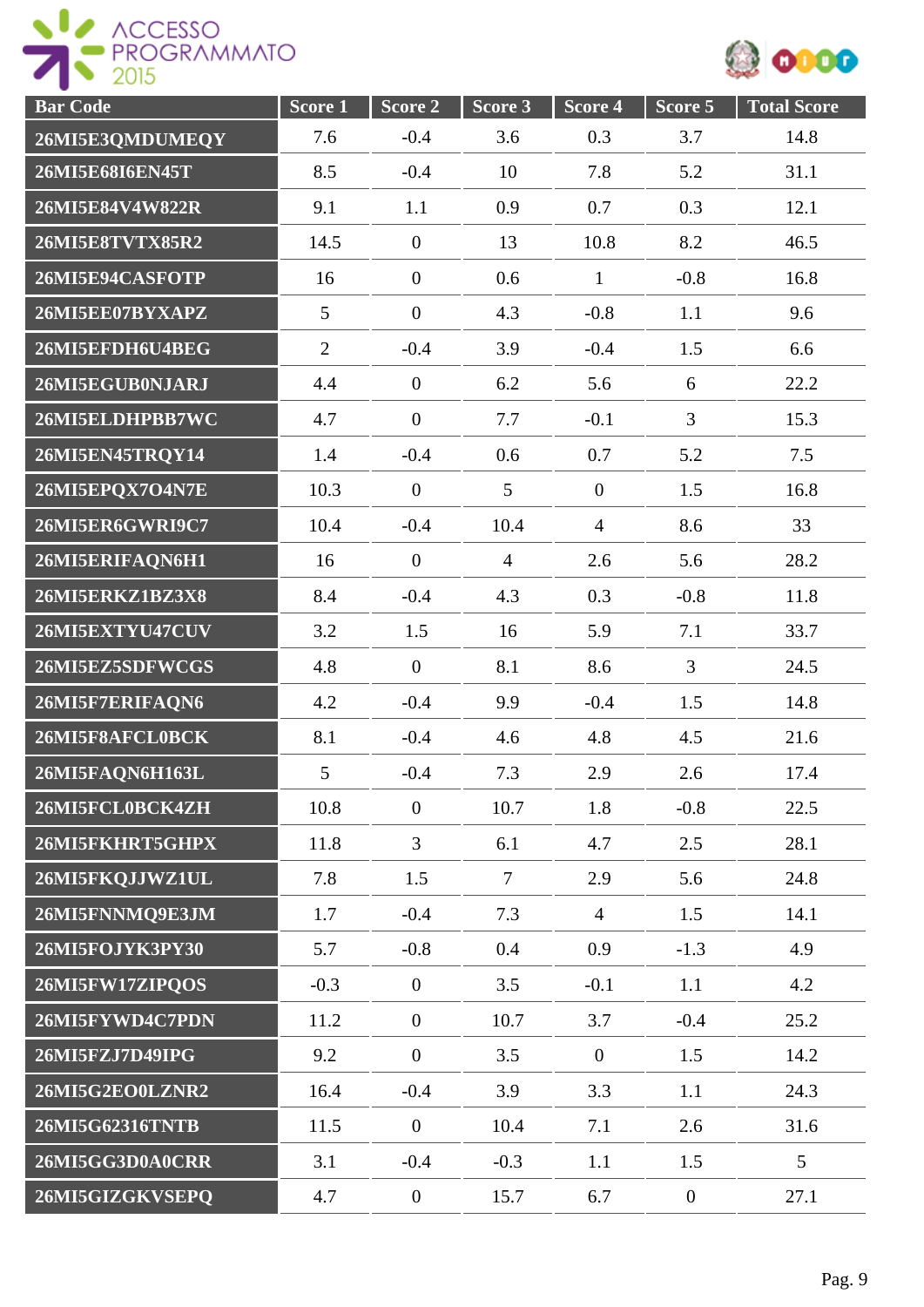| Bar Code | Score 1 | Score 2 | Score 3 | Score 4 | Score 5 | Total Score |
|---|---|---|---|---|---|---|
| 26MI5E3QMDUMEQY | 7.6 | -0.4 | 3.6 | 0.3 | 3.7 | 14.8 |
| 26MI5E68I6EN45T | 8.5 | -0.4 | 10 | 7.8 | 5.2 | 31.1 |
| 26MI5E84V4W822R | 9.1 | 1.1 | 0.9 | 0.7 | 0.3 | 12.1 |
| 26MI5E8TVTX85R2 | 14.5 | 0 | 13 | 10.8 | 8.2 | 46.5 |
| 26MI5E94CASFOTP | 16 | 0 | 0.6 | 1 | -0.8 | 16.8 |
| 26MI5EE07BYXAPZ | 5 | 0 | 4.3 | -0.8 | 1.1 | 9.6 |
| 26MI5EFDH6U4BEG | 2 | -0.4 | 3.9 | -0.4 | 1.5 | 6.6 |
| 26MI5EGUB0NJARJ | 4.4 | 0 | 6.2 | 5.6 | 6 | 22.2 |
| 26MI5ELDHPBB7WC | 4.7 | 0 | 7.7 | -0.1 | 3 | 15.3 |
| 26MI5EN45TRQY14 | 1.4 | -0.4 | 0.6 | 0.7 | 5.2 | 7.5 |
| 26MI5EPQX7O4N7E | 10.3 | 0 | 5 | 0 | 1.5 | 16.8 |
| 26MI5ER6GWRI9C7 | 10.4 | -0.4 | 10.4 | 4 | 8.6 | 33 |
| 26MI5ERIFAQN6H1 | 16 | 0 | 4 | 2.6 | 5.6 | 28.2 |
| 26MI5ERKZ1BZ3X8 | 8.4 | -0.4 | 4.3 | 0.3 | -0.8 | 11.8 |
| 26MI5EXTYU47CUV | 3.2 | 1.5 | 16 | 5.9 | 7.1 | 33.7 |
| 26MI5EZ5SDFWCGS | 4.8 | 0 | 8.1 | 8.6 | 3 | 24.5 |
| 26MI5F7ERIFAQN6 | 4.2 | -0.4 | 9.9 | -0.4 | 1.5 | 14.8 |
| 26MI5F8AFCL0BCK | 8.1 | -0.4 | 4.6 | 4.8 | 4.5 | 21.6 |
| 26MI5FAQN6H163L | 5 | -0.4 | 7.3 | 2.9 | 2.6 | 17.4 |
| 26MI5FCL0BCK4ZH | 10.8 | 0 | 10.7 | 1.8 | -0.8 | 22.5 |
| 26MI5FKHRT5GHPX | 11.8 | 3 | 6.1 | 4.7 | 2.5 | 28.1 |
| 26MI5FKQJJWZ1UL | 7.8 | 1.5 | 7 | 2.9 | 5.6 | 24.8 |
| 26MI5FNNMQ9E3JM | 1.7 | -0.4 | 7.3 | 4 | 1.5 | 14.1 |
| 26MI5FOJYK3PY30 | 5.7 | -0.8 | 0.4 | 0.9 | -1.3 | 4.9 |
| 26MI5FW17ZIPQOS | -0.3 | 0 | 3.5 | -0.1 | 1.1 | 4.2 |
| 26MI5FYWD4C7PDN | 11.2 | 0 | 10.7 | 3.7 | -0.4 | 25.2 |
| 26MI5FZJ7D49IPG | 9.2 | 0 | 3.5 | 0 | 1.5 | 14.2 |
| 26MI5G2EO0LZNR2 | 16.4 | -0.4 | 3.9 | 3.3 | 1.1 | 24.3 |
| 26MI5G62316TNTB | 11.5 | 0 | 10.4 | 7.1 | 2.6 | 31.6 |
| 26MI5GG3D0A0CRR | 3.1 | -0.4 | -0.3 | 1.1 | 1.5 | 5 |
| 26MI5GIZGKVSEPQ | 4.7 | 0 | 15.7 | 6.7 | 0 | 27.1 |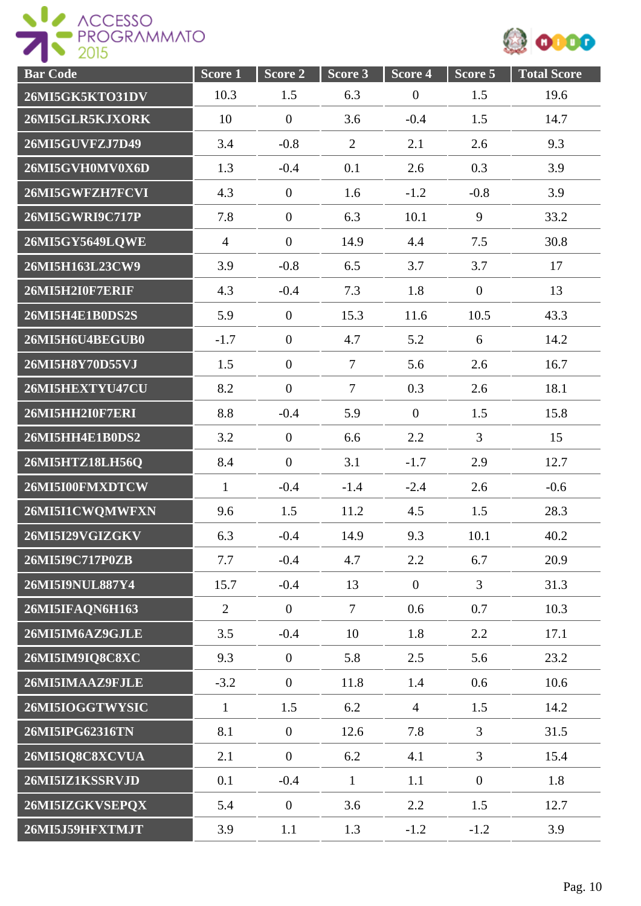| Bar Code | Score 1 | Score 2 | Score 3 | Score 4 | Score 5 | Total Score |
|---|---|---|---|---|---|---|
| 26MI5GK5KTO31DV | 10.3 | 1.5 | 6.3 | 0 | 1.5 | 19.6 |
| 26MI5GLR5KJXORK | 10 | 0 | 3.6 | -0.4 | 1.5 | 14.7 |
| 26MI5GUVFZJ7D49 | 3.4 | -0.8 | 2 | 2.1 | 2.6 | 9.3 |
| 26MI5GVH0MV0X6D | 1.3 | -0.4 | 0.1 | 2.6 | 0.3 | 3.9 |
| 26MI5GWFZH7FCVI | 4.3 | 0 | 1.6 | -1.2 | -0.8 | 3.9 |
| 26MI5GWRI9C717P | 7.8 | 0 | 6.3 | 10.1 | 9 | 33.2 |
| 26MI5GY5649LQWE | 4 | 0 | 14.9 | 4.4 | 7.5 | 30.8 |
| 26MI5H163L23CW9 | 3.9 | -0.8 | 6.5 | 3.7 | 3.7 | 17 |
| 26MI5H2I0F7ERIF | 4.3 | -0.4 | 7.3 | 1.8 | 0 | 13 |
| 26MI5H4E1B0DS2S | 5.9 | 0 | 15.3 | 11.6 | 10.5 | 43.3 |
| 26MI5H6U4BEGUB0 | -1.7 | 0 | 4.7 | 5.2 | 6 | 14.2 |
| 26MI5H8Y70D55VJ | 1.5 | 0 | 7 | 5.6 | 2.6 | 16.7 |
| 26MI5HEXTYU47CU | 8.2 | 0 | 7 | 0.3 | 2.6 | 18.1 |
| 26MI5HH2I0F7ERI | 8.8 | -0.4 | 5.9 | 0 | 1.5 | 15.8 |
| 26MI5HH4E1B0DS2 | 3.2 | 0 | 6.6 | 2.2 | 3 | 15 |
| 26MI5HTZ18LH56Q | 8.4 | 0 | 3.1 | -1.7 | 2.9 | 12.7 |
| 26MI5I00FMXDTCW | 1 | -0.4 | -1.4 | -2.4 | 2.6 | -0.6 |
| 26MI5I1CWQMWFXN | 9.6 | 1.5 | 11.2 | 4.5 | 1.5 | 28.3 |
| 26MI5I29VGIZGKV | 6.3 | -0.4 | 14.9 | 9.3 | 10.1 | 40.2 |
| 26MI5I9C717P0ZB | 7.7 | -0.4 | 4.7 | 2.2 | 6.7 | 20.9 |
| 26MI5I9NUL887Y4 | 15.7 | -0.4 | 13 | 0 | 3 | 31.3 |
| 26MI5IFAQN6H163 | 2 | 0 | 7 | 0.6 | 0.7 | 10.3 |
| 26MI5IM6AZ9GJLE | 3.5 | -0.4 | 10 | 1.8 | 2.2 | 17.1 |
| 26MI5IM9IQ8C8XC | 9.3 | 0 | 5.8 | 2.5 | 5.6 | 23.2 |
| 26MI5IMAAZ9FJLE | -3.2 | 0 | 11.8 | 1.4 | 0.6 | 10.6 |
| 26MI5IOGGTWYSIC | 1 | 1.5 | 6.2 | 4 | 1.5 | 14.2 |
| 26MI5IPG62316TN | 8.1 | 0 | 12.6 | 7.8 | 3 | 31.5 |
| 26MI5IQ8C8XCVUA | 2.1 | 0 | 6.2 | 4.1 | 3 | 15.4 |
| 26MI5IZ1KSSRVJD | 0.1 | -0.4 | 1 | 1.1 | 0 | 1.8 |
| 26MI5IZGKVSEPQX | 5.4 | 0 | 3.6 | 2.2 | 1.5 | 12.7 |
| 26MI5J59HFXTMJT | 3.9 | 1.1 | 1.3 | -1.2 | -1.2 | 3.9 |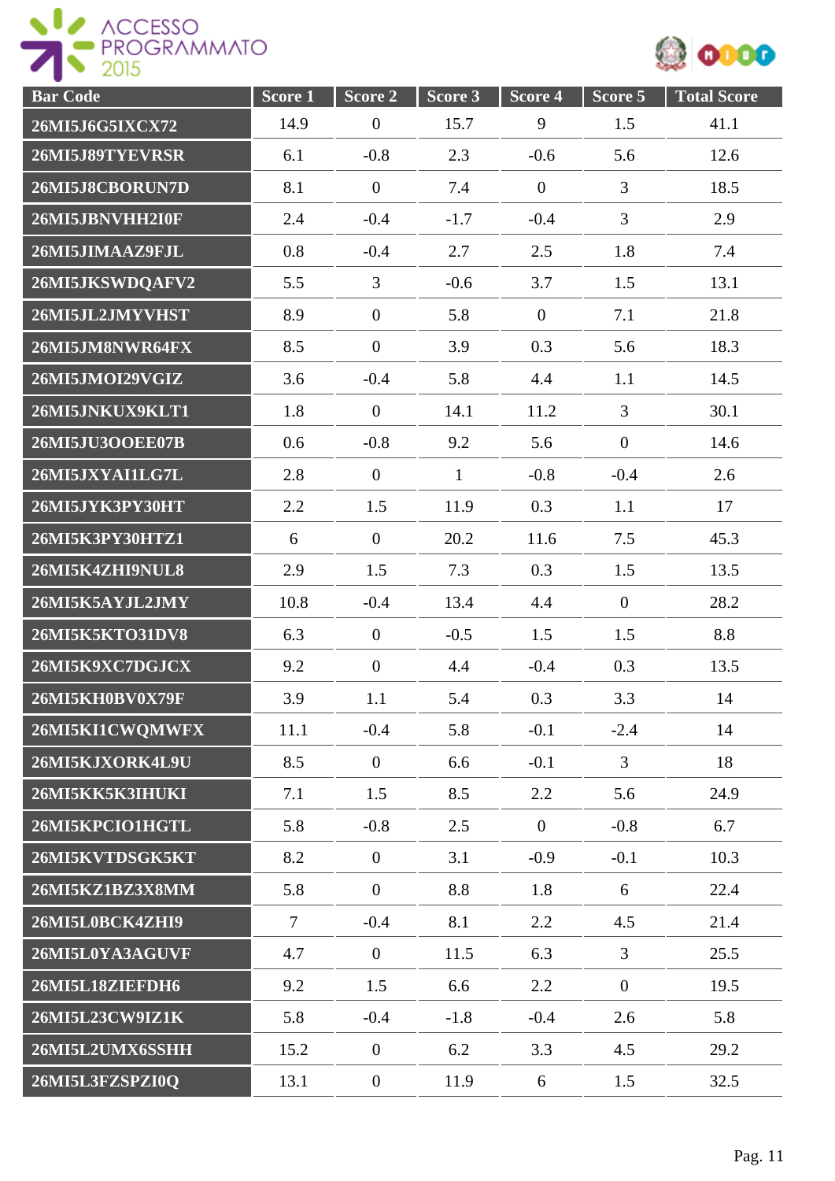| Bar Code | Score 1 | Score 2 | Score 3 | Score 4 | Score 5 | Total Score |
|---|---|---|---|---|---|---|
| 26MI5J6G5IXCX72 | 14.9 | 0 | 15.7 | 9 | 1.5 | 41.1 |
| 26MI5J89TYEVRSR | 6.1 | -0.8 | 2.3 | -0.6 | 5.6 | 12.6 |
| 26MI5J8CBORUN7D | 8.1 | 0 | 7.4 | 0 | 3 | 18.5 |
| 26MI5JBNVHH2I0F | 2.4 | -0.4 | -1.7 | -0.4 | 3 | 2.9 |
| 26MI5JIMAAZ9FJL | 0.8 | -0.4 | 2.7 | 2.5 | 1.8 | 7.4 |
| 26MI5JKSWDQAFV2 | 5.5 | 3 | -0.6 | 3.7 | 1.5 | 13.1 |
| 26MI5JL2JMYVHST | 8.9 | 0 | 5.8 | 0 | 7.1 | 21.8 |
| 26MI5JM8NWR64FX | 8.5 | 0 | 3.9 | 0.3 | 5.6 | 18.3 |
| 26MI5JMOI29VGIZ | 3.6 | -0.4 | 5.8 | 4.4 | 1.1 | 14.5 |
| 26MI5JNKUX9KLT1 | 1.8 | 0 | 14.1 | 11.2 | 3 | 30.1 |
| 26MI5JU3OOEE07B | 0.6 | -0.8 | 9.2 | 5.6 | 0 | 14.6 |
| 26MI5JXYAI1LG7L | 2.8 | 0 | 1 | -0.8 | -0.4 | 2.6 |
| 26MI5JYK3PY30HT | 2.2 | 1.5 | 11.9 | 0.3 | 1.1 | 17 |
| 26MI5K3PY30HTZ1 | 6 | 0 | 20.2 | 11.6 | 7.5 | 45.3 |
| 26MI5K4ZHI9NUL8 | 2.9 | 1.5 | 7.3 | 0.3 | 1.5 | 13.5 |
| 26MI5K5AYJL2JMY | 10.8 | -0.4 | 13.4 | 4.4 | 0 | 28.2 |
| 26MI5K5KTO31DV8 | 6.3 | 0 | -0.5 | 1.5 | 1.5 | 8.8 |
| 26MI5K9XC7DGJCX | 9.2 | 0 | 4.4 | -0.4 | 0.3 | 13.5 |
| 26MI5KH0BV0X79F | 3.9 | 1.1 | 5.4 | 0.3 | 3.3 | 14 |
| 26MI5KI1CWQMWFX | 11.1 | -0.4 | 5.8 | -0.1 | -2.4 | 14 |
| 26MI5KJXORK4L9U | 8.5 | 0 | 6.6 | -0.1 | 3 | 18 |
| 26MI5KK5K3IHUKI | 7.1 | 1.5 | 8.5 | 2.2 | 5.6 | 24.9 |
| 26MI5KPCIO1HGTL | 5.8 | -0.8 | 2.5 | 0 | -0.8 | 6.7 |
| 26MI5KVTDSGK5KT | 8.2 | 0 | 3.1 | -0.9 | -0.1 | 10.3 |
| 26MI5KZ1BZ3X8MM | 5.8 | 0 | 8.8 | 1.8 | 6 | 22.4 |
| 26MI5L0BCK4ZHI9 | 7 | -0.4 | 8.1 | 2.2 | 4.5 | 21.4 |
| 26MI5L0YA3AGUVF | 4.7 | 0 | 11.5 | 6.3 | 3 | 25.5 |
| 26MI5L18ZIEFDH6 | 9.2 | 1.5 | 6.6 | 2.2 | 0 | 19.5 |
| 26MI5L23CW9IZ1K | 5.8 | -0.4 | -1.8 | -0.4 | 2.6 | 5.8 |
| 26MI5L2UMX6SSHH | 15.2 | 0 | 6.2 | 3.3 | 4.5 | 29.2 |
| 26MI5L3FZSPZI0Q | 13.1 | 0 | 11.9 | 6 | 1.5 | 32.5 |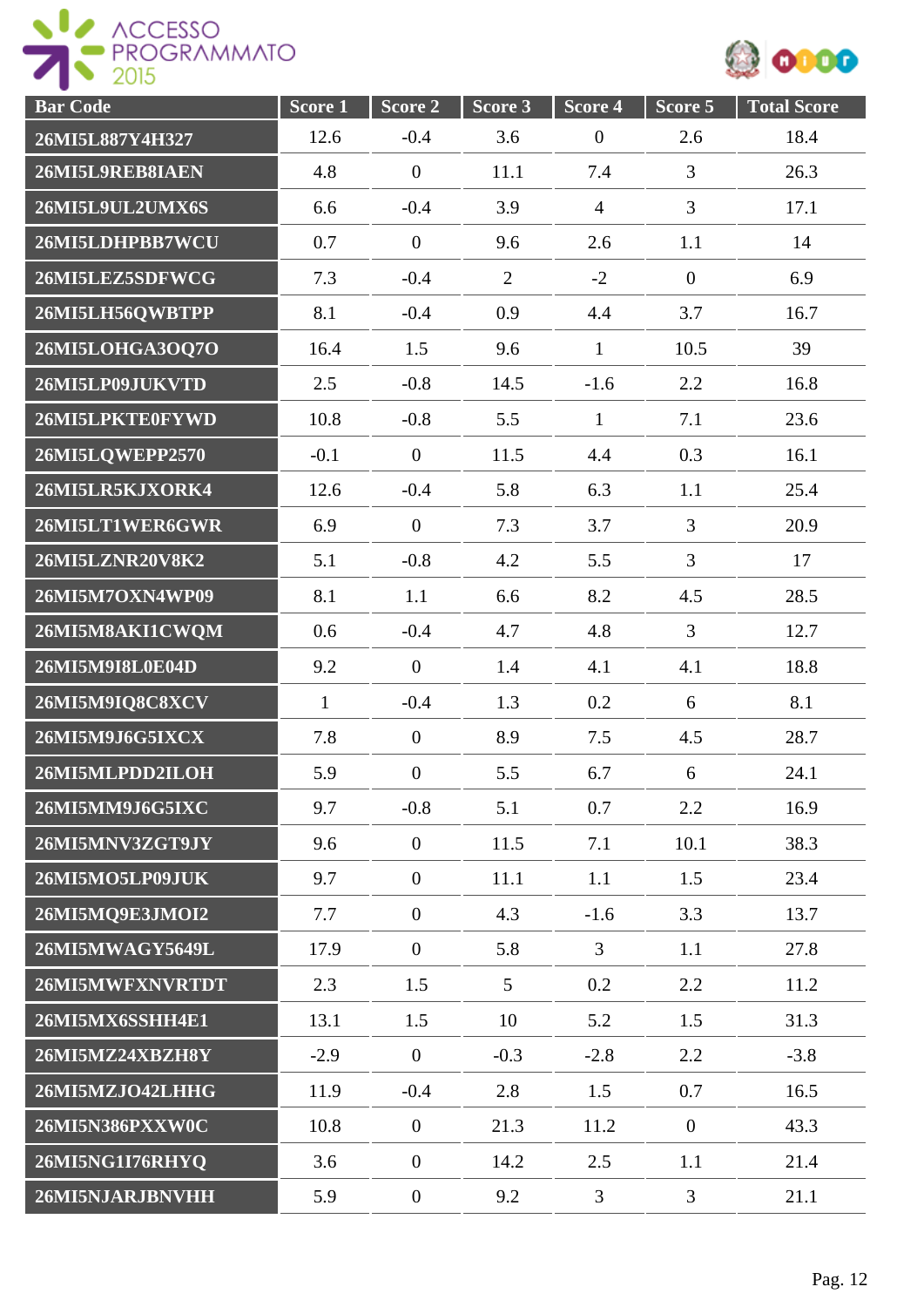| Bar Code | Score 1 | Score 2 | Score 3 | Score 4 | Score 5 | Total Score |
|---|---|---|---|---|---|---|
| 26MI5L887Y4H327 | 12.6 | -0.4 | 3.6 | 0 | 2.6 | 18.4 |
| 26MI5L9REB8IAEN | 4.8 | 0 | 11.1 | 7.4 | 3 | 26.3 |
| 26MI5L9UL2UMX6S | 6.6 | -0.4 | 3.9 | 4 | 3 | 17.1 |
| 26MI5LDHPBB7WCU | 0.7 | 0 | 9.6 | 2.6 | 1.1 | 14 |
| 26MI5LEZ5SDFWCG | 7.3 | -0.4 | 2 | -2 | 0 | 6.9 |
| 26MI5LH56QWBTPP | 8.1 | -0.4 | 0.9 | 4.4 | 3.7 | 16.7 |
| 26MI5LOHGA3OQ7O | 16.4 | 1.5 | 9.6 | 1 | 10.5 | 39 |
| 26MI5LP09JUKVTD | 2.5 | -0.8 | 14.5 | -1.6 | 2.2 | 16.8 |
| 26MI5LPKTE0FYWD | 10.8 | -0.8 | 5.5 | 1 | 7.1 | 23.6 |
| 26MI5LQWEPP2570 | -0.1 | 0 | 11.5 | 4.4 | 0.3 | 16.1 |
| 26MI5LR5KJXORK4 | 12.6 | -0.4 | 5.8 | 6.3 | 1.1 | 25.4 |
| 26MI5LT1WER6GWR | 6.9 | 0 | 7.3 | 3.7 | 3 | 20.9 |
| 26MI5LZNR20V8K2 | 5.1 | -0.8 | 4.2 | 5.5 | 3 | 17 |
| 26MI5M7OXN4WP09 | 8.1 | 1.1 | 6.6 | 8.2 | 4.5 | 28.5 |
| 26MI5M8AKI1CWQM | 0.6 | -0.4 | 4.7 | 4.8 | 3 | 12.7 |
| 26MI5M9I8L0E04D | 9.2 | 0 | 1.4 | 4.1 | 4.1 | 18.8 |
| 26MI5M9IQ8C8XCV | 1 | -0.4 | 1.3 | 0.2 | 6 | 8.1 |
| 26MI5M9J6G5IXCX | 7.8 | 0 | 8.9 | 7.5 | 4.5 | 28.7 |
| 26MI5MLPDD2ILOH | 5.9 | 0 | 5.5 | 6.7 | 6 | 24.1 |
| 26MI5MM9J6G5IXC | 9.7 | -0.8 | 5.1 | 0.7 | 2.2 | 16.9 |
| 26MI5MNV3ZGT9JY | 9.6 | 0 | 11.5 | 7.1 | 10.1 | 38.3 |
| 26MI5MO5LP09JUK | 9.7 | 0 | 11.1 | 1.1 | 1.5 | 23.4 |
| 26MI5MQ9E3JMOI2 | 7.7 | 0 | 4.3 | -1.6 | 3.3 | 13.7 |
| 26MI5MWAGY5649L | 17.9 | 0 | 5.8 | 3 | 1.1 | 27.8 |
| 26MI5MWFXNVRTDT | 2.3 | 1.5 | 5 | 0.2 | 2.2 | 11.2 |
| 26MI5MX6SSHH4E1 | 13.1 | 1.5 | 10 | 5.2 | 1.5 | 31.3 |
| 26MI5MZ24XBZH8Y | -2.9 | 0 | -0.3 | -2.8 | 2.2 | -3.8 |
| 26MI5MZJO42LHHG | 11.9 | -0.4 | 2.8 | 1.5 | 0.7 | 16.5 |
| 26MI5N386PXXW0C | 10.8 | 0 | 21.3 | 11.2 | 0 | 43.3 |
| 26MI5NG1I76RHYQ | 3.6 | 0 | 14.2 | 2.5 | 1.1 | 21.4 |
| 26MI5NJARJBNVHH | 5.9 | 0 | 9.2 | 3 | 3 | 21.1 |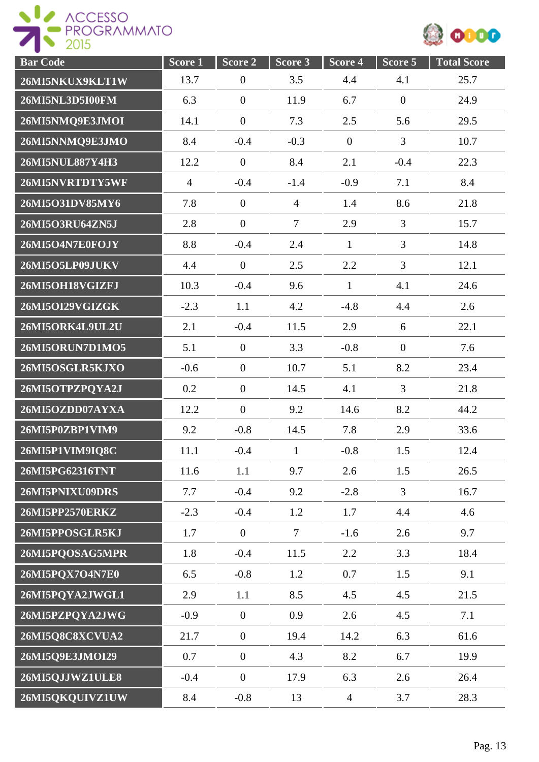| Bar Code | Score 1 | Score 2 | Score 3 | Score 4 | Score 5 | Total Score |
|---|---|---|---|---|---|---|
| 26MI5NKUX9KLT1W | 13.7 | 0 | 3.5 | 4.4 | 4.1 | 25.7 |
| 26MI5NL3D5I00FM | 6.3 | 0 | 11.9 | 6.7 | 0 | 24.9 |
| 26MI5NMQ9E3JMOI | 14.1 | 0 | 7.3 | 2.5 | 5.6 | 29.5 |
| 26MI5NNMQ9E3JMO | 8.4 | -0.4 | -0.3 | 0 | 3 | 10.7 |
| 26MI5NUL887Y4H3 | 12.2 | 0 | 8.4 | 2.1 | -0.4 | 22.3 |
| 26MI5NVRTDTY5WF | 4 | -0.4 | -1.4 | -0.9 | 7.1 | 8.4 |
| 26MI5O31DV85MY6 | 7.8 | 0 | 4 | 1.4 | 8.6 | 21.8 |
| 26MI5O3RU64ZN5J | 2.8 | 0 | 7 | 2.9 | 3 | 15.7 |
| 26MI5O4N7E0FOJY | 8.8 | -0.4 | 2.4 | 1 | 3 | 14.8 |
| 26MI5O5LP09JUKV | 4.4 | 0 | 2.5 | 2.2 | 3 | 12.1 |
| 26MI5OH18VGIZFJ | 10.3 | -0.4 | 9.6 | 1 | 4.1 | 24.6 |
| 26MI5OI29VGIZGK | -2.3 | 1.1 | 4.2 | -4.8 | 4.4 | 2.6 |
| 26MI5ORK4L9UL2U | 2.1 | -0.4 | 11.5 | 2.9 | 6 | 22.1 |
| 26MI5ORUN7D1MO5 | 5.1 | 0 | 3.3 | -0.8 | 0 | 7.6 |
| 26MI5OSGLR5KJXO | -0.6 | 0 | 10.7 | 5.1 | 8.2 | 23.4 |
| 26MI5OTPZPQYA2J | 0.2 | 0 | 14.5 | 4.1 | 3 | 21.8 |
| 26MI5OZDD07AYXA | 12.2 | 0 | 9.2 | 14.6 | 8.2 | 44.2 |
| 26MI5P0ZBP1VIM9 | 9.2 | -0.8 | 14.5 | 7.8 | 2.9 | 33.6 |
| 26MI5P1VIM9IQ8C | 11.1 | -0.4 | 1 | -0.8 | 1.5 | 12.4 |
| 26MI5PG62316TNT | 11.6 | 1.1 | 9.7 | 2.6 | 1.5 | 26.5 |
| 26MI5PNIXU09DRS | 7.7 | -0.4 | 9.2 | -2.8 | 3 | 16.7 |
| 26MI5PP2570ERKZ | -2.3 | -0.4 | 1.2 | 1.7 | 4.4 | 4.6 |
| 26MI5PPOSGLR5KJ | 1.7 | 0 | 7 | -1.6 | 2.6 | 9.7 |
| 26MI5PQOSAG5MPR | 1.8 | -0.4 | 11.5 | 2.2 | 3.3 | 18.4 |
| 26MI5PQX7O4N7E0 | 6.5 | -0.8 | 1.2 | 0.7 | 1.5 | 9.1 |
| 26MI5PQYA2JWGL1 | 2.9 | 1.1 | 8.5 | 4.5 | 4.5 | 21.5 |
| 26MI5PZPQYA2JWG | -0.9 | 0 | 0.9 | 2.6 | 4.5 | 7.1 |
| 26MI5Q8C8XCVUA2 | 21.7 | 0 | 19.4 | 14.2 | 6.3 | 61.6 |
| 26MI5Q9E3JMOI29 | 0.7 | 0 | 4.3 | 8.2 | 6.7 | 19.9 |
| 26MI5QJJWZ1ULE8 | -0.4 | 0 | 17.9 | 6.3 | 2.6 | 26.4 |
| 26MI5QKQUIVZ1UW | 8.4 | -0.8 | 13 | 4 | 3.7 | 28.3 |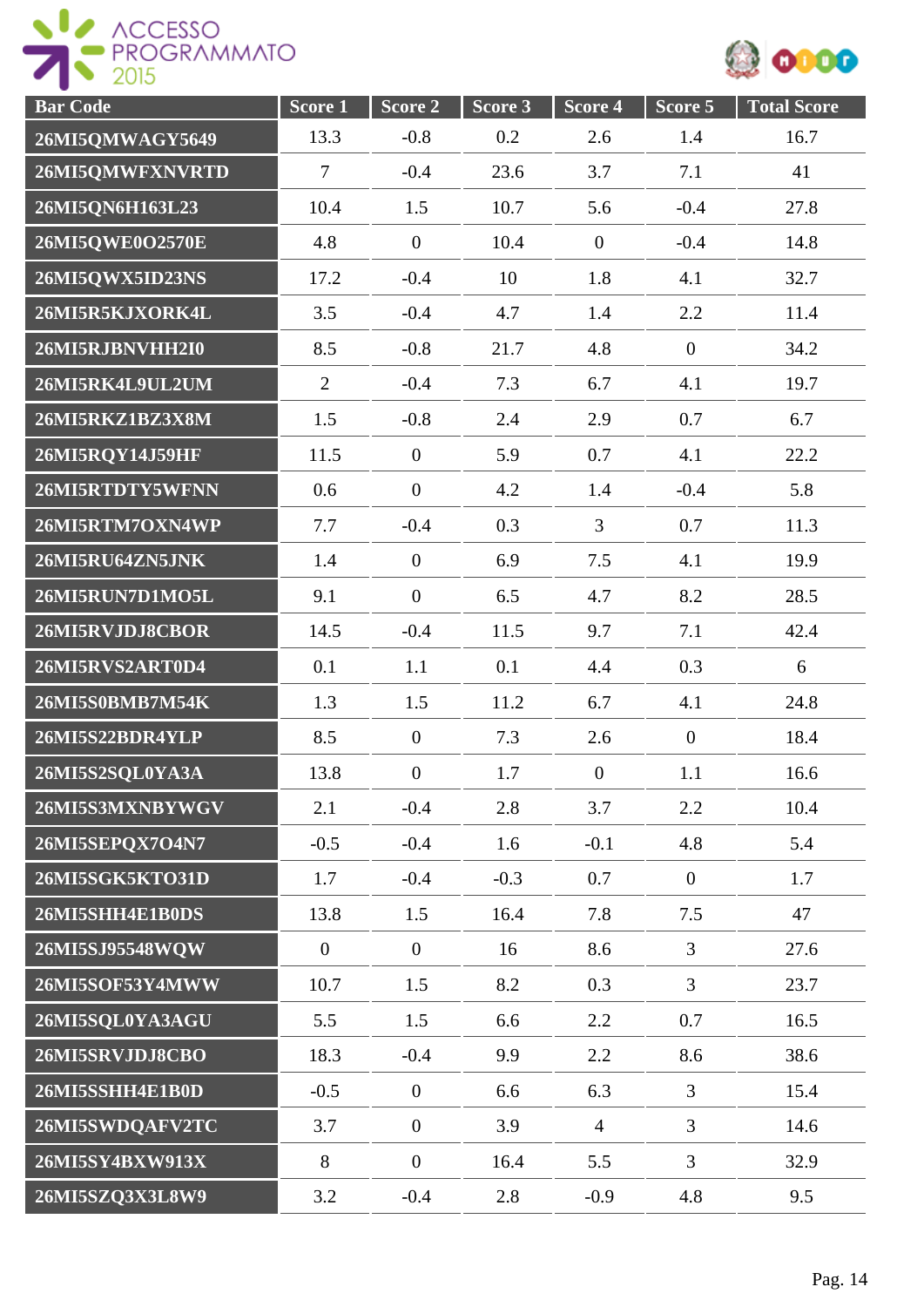| Bar Code | Score 1 | Score 2 | Score 3 | Score 4 | Score 5 | Total Score |
|---|---|---|---|---|---|---|
| 26MI5QMWAGY5649 | 13.3 | -0.8 | 0.2 | 2.6 | 1.4 | 16.7 |
| 26MI5QMWFXNVRTD | 7 | -0.4 | 23.6 | 3.7 | 7.1 | 41 |
| 26MI5QN6H163L23 | 10.4 | 1.5 | 10.7 | 5.6 | -0.4 | 27.8 |
| 26MI5QWE0O2570E | 4.8 | 0 | 10.4 | 0 | -0.4 | 14.8 |
| 26MI5QWX5ID23NS | 17.2 | -0.4 | 10 | 1.8 | 4.1 | 32.7 |
| 26MI5R5KJXORK4L | 3.5 | -0.4 | 4.7 | 1.4 | 2.2 | 11.4 |
| 26MI5RJBNVHH2I0 | 8.5 | -0.8 | 21.7 | 4.8 | 0 | 34.2 |
| 26MI5RK4L9UL2UM | 2 | -0.4 | 7.3 | 6.7 | 4.1 | 19.7 |
| 26MI5RKZ1BZ3X8M | 1.5 | -0.8 | 2.4 | 2.9 | 0.7 | 6.7 |
| 26MI5RQY14J59HF | 11.5 | 0 | 5.9 | 0.7 | 4.1 | 22.2 |
| 26MI5RTDTY5WFNN | 0.6 | 0 | 4.2 | 1.4 | -0.4 | 5.8 |
| 26MI5RTM7OXN4WP | 7.7 | -0.4 | 0.3 | 3 | 0.7 | 11.3 |
| 26MI5RU64ZN5JNK | 1.4 | 0 | 6.9 | 7.5 | 4.1 | 19.9 |
| 26MI5RUN7D1MO5L | 9.1 | 0 | 6.5 | 4.7 | 8.2 | 28.5 |
| 26MI5RVJDJ8CBOR | 14.5 | -0.4 | 11.5 | 9.7 | 7.1 | 42.4 |
| 26MI5RVS2ART0D4 | 0.1 | 1.1 | 0.1 | 4.4 | 0.3 | 6 |
| 26MI5S0BMB7M54K | 1.3 | 1.5 | 11.2 | 6.7 | 4.1 | 24.8 |
| 26MI5S22BDR4YLP | 8.5 | 0 | 7.3 | 2.6 | 0 | 18.4 |
| 26MI5S2SQL0YA3A | 13.8 | 0 | 1.7 | 0 | 1.1 | 16.6 |
| 26MI5S3MXNBYWGV | 2.1 | -0.4 | 2.8 | 3.7 | 2.2 | 10.4 |
| 26MI5SEPQX7O4N7 | -0.5 | -0.4 | 1.6 | -0.1 | 4.8 | 5.4 |
| 26MI5SGK5KTO31D | 1.7 | -0.4 | -0.3 | 0.7 | 0 | 1.7 |
| 26MI5SHH4E1B0DS | 13.8 | 1.5 | 16.4 | 7.8 | 7.5 | 47 |
| 26MI5SJ95548WQW | 0 | 0 | 16 | 8.6 | 3 | 27.6 |
| 26MI5SOF53Y4MWW | 10.7 | 1.5 | 8.2 | 0.3 | 3 | 23.7 |
| 26MI5SQL0YA3AGU | 5.5 | 1.5 | 6.6 | 2.2 | 0.7 | 16.5 |
| 26MI5SRVJDJ8CBO | 18.3 | -0.4 | 9.9 | 2.2 | 8.6 | 38.6 |
| 26MI5SSHH4E1B0D | -0.5 | 0 | 6.6 | 6.3 | 3 | 15.4 |
| 26MI5SWDQAFV2TC | 3.7 | 0 | 3.9 | 4 | 3 | 14.6 |
| 26MI5SY4BXW913X | 8 | 0 | 16.4 | 5.5 | 3 | 32.9 |
| 26MI5SZQ3X3L8W9 | 3.2 | -0.4 | 2.8 | -0.9 | 4.8 | 9.5 |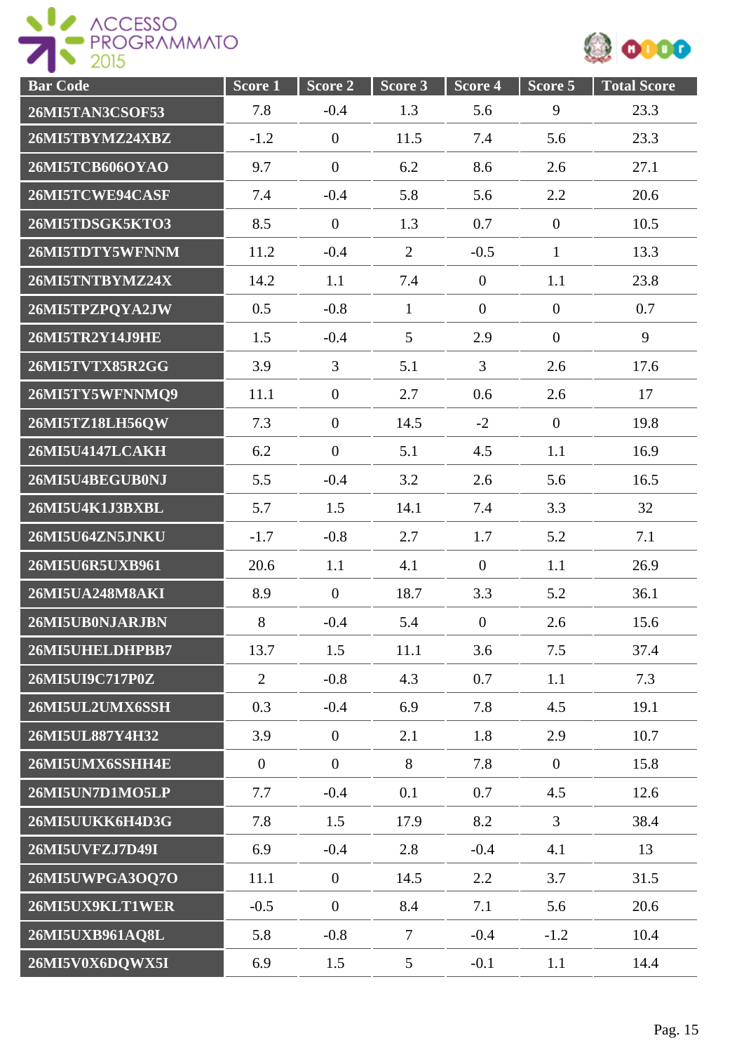| Bar Code | Score 1 | Score 2 | Score 3 | Score 4 | Score 5 | Total Score |
|---|---|---|---|---|---|---|
| 26MI5TAN3CSOF53 | 7.8 | -0.4 | 1.3 | 5.6 | 9 | 23.3 |
| 26MI5TBYMZ24XBZ | -1.2 | 0 | 11.5 | 7.4 | 5.6 | 23.3 |
| 26MI5TCB606OYAO | 9.7 | 0 | 6.2 | 8.6 | 2.6 | 27.1 |
| 26MI5TCWE94CASF | 7.4 | -0.4 | 5.8 | 5.6 | 2.2 | 20.6 |
| 26MI5TDSGK5KTO3 | 8.5 | 0 | 1.3 | 0.7 | 0 | 10.5 |
| 26MI5TDTY5WFNNM | 11.2 | -0.4 | 2 | -0.5 | 1 | 13.3 |
| 26MI5TNTBYMZ24X | 14.2 | 1.1 | 7.4 | 0 | 1.1 | 23.8 |
| 26MI5TPZPQYA2JW | 0.5 | -0.8 | 1 | 0 | 0 | 0.7 |
| 26MI5TR2Y14J9HE | 1.5 | -0.4 | 5 | 2.9 | 0 | 9 |
| 26MI5TVTX85R2GG | 3.9 | 3 | 5.1 | 3 | 2.6 | 17.6 |
| 26MI5TY5WFNNMQ9 | 11.1 | 0 | 2.7 | 0.6 | 2.6 | 17 |
| 26MI5TZ18LH56QW | 7.3 | 0 | 14.5 | -2 | 0 | 19.8 |
| 26MI5U4147LCAKH | 6.2 | 0 | 5.1 | 4.5 | 1.1 | 16.9 |
| 26MI5U4BEGUB0NJ | 5.5 | -0.4 | 3.2 | 2.6 | 5.6 | 16.5 |
| 26MI5U4K1J3BXBL | 5.7 | 1.5 | 14.1 | 7.4 | 3.3 | 32 |
| 26MI5U64ZN5JNKU | -1.7 | -0.8 | 2.7 | 1.7 | 5.2 | 7.1 |
| 26MI5U6R5UXB961 | 20.6 | 1.1 | 4.1 | 0 | 1.1 | 26.9 |
| 26MI5UA248M8AKI | 8.9 | 0 | 18.7 | 3.3 | 5.2 | 36.1 |
| 26MI5UB0NJARJBN | 8 | -0.4 | 5.4 | 0 | 2.6 | 15.6 |
| 26MI5UHELDHPBB7 | 13.7 | 1.5 | 11.1 | 3.6 | 7.5 | 37.4 |
| 26MI5UI9C717P0Z | 2 | -0.8 | 4.3 | 0.7 | 1.1 | 7.3 |
| 26MI5UL2UMX6SSH | 0.3 | -0.4 | 6.9 | 7.8 | 4.5 | 19.1 |
| 26MI5UL887Y4H32 | 3.9 | 0 | 2.1 | 1.8 | 2.9 | 10.7 |
| 26MI5UMX6SSHH4E | 0 | 0 | 8 | 7.8 | 0 | 15.8 |
| 26MI5UN7D1MO5LP | 7.7 | -0.4 | 0.1 | 0.7 | 4.5 | 12.6 |
| 26MI5UUKK6H4D3G | 7.8 | 1.5 | 17.9 | 8.2 | 3 | 38.4 |
| 26MI5UVFZJ7D49I | 6.9 | -0.4 | 2.8 | -0.4 | 4.1 | 13 |
| 26MI5UWPGA3OQ7O | 11.1 | 0 | 14.5 | 2.2 | 3.7 | 31.5 |
| 26MI5UX9KLT1WER | -0.5 | 0 | 8.4 | 7.1 | 5.6 | 20.6 |
| 26MI5UXB961AQ8L | 5.8 | -0.8 | 7 | -0.4 | -1.2 | 10.4 |
| 26MI5V0X6DQWX5I | 6.9 | 1.5 | 5 | -0.1 | 1.1 | 14.4 |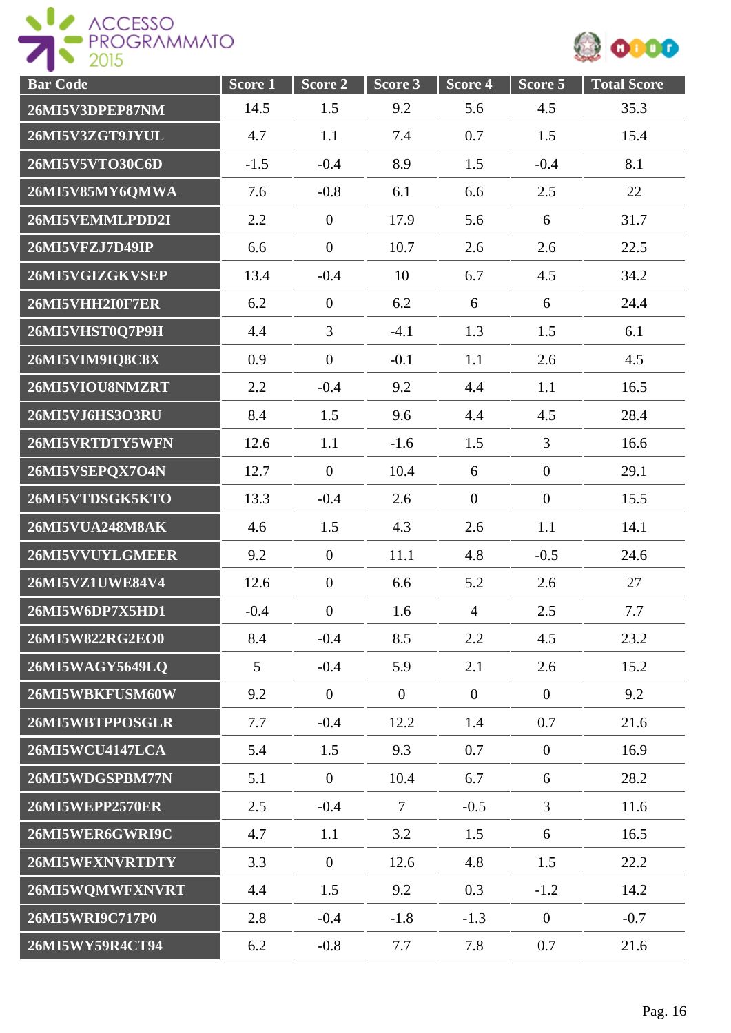| Bar Code | Score 1 | Score 2 | Score 3 | Score 4 | Score 5 | Total Score |
|---|---|---|---|---|---|---|
| 26MI5V3DPEP87NM | 14.5 | 1.5 | 9.2 | 5.6 | 4.5 | 35.3 |
| 26MI5V3ZGT9JYUL | 4.7 | 1.1 | 7.4 | 0.7 | 1.5 | 15.4 |
| 26MI5V5VTO30C6D | -1.5 | -0.4 | 8.9 | 1.5 | -0.4 | 8.1 |
| 26MI5V85MY6QMWA | 7.6 | -0.8 | 6.1 | 6.6 | 2.5 | 22 |
| 26MI5VEMMLPDD2I | 2.2 | 0 | 17.9 | 5.6 | 6 | 31.7 |
| 26MI5VFZJ7D49IP | 6.6 | 0 | 10.7 | 2.6 | 2.6 | 22.5 |
| 26MI5VGIZGKVSEP | 13.4 | -0.4 | 10 | 6.7 | 4.5 | 34.2 |
| 26MI5VHH2I0F7ER | 6.2 | 0 | 6.2 | 6 | 6 | 24.4 |
| 26MI5VHST0Q7P9H | 4.4 | 3 | -4.1 | 1.3 | 1.5 | 6.1 |
| 26MI5VIM9IQ8C8X | 0.9 | 0 | -0.1 | 1.1 | 2.6 | 4.5 |
| 26MI5VIOU8NMZRT | 2.2 | -0.4 | 9.2 | 4.4 | 1.1 | 16.5 |
| 26MI5VJ6HS3O3RU | 8.4 | 1.5 | 9.6 | 4.4 | 4.5 | 28.4 |
| 26MI5VRTDTY5WFN | 12.6 | 1.1 | -1.6 | 1.5 | 3 | 16.6 |
| 26MI5VSEPQX7O4N | 12.7 | 0 | 10.4 | 6 | 0 | 29.1 |
| 26MI5VTDSGK5KTO | 13.3 | -0.4 | 2.6 | 0 | 0 | 15.5 |
| 26MI5VUA248M8AK | 4.6 | 1.5 | 4.3 | 2.6 | 1.1 | 14.1 |
| 26MI5VVUYLGMEER | 9.2 | 0 | 11.1 | 4.8 | -0.5 | 24.6 |
| 26MI5VZ1UWE84V4 | 12.6 | 0 | 6.6 | 5.2 | 2.6 | 27 |
| 26MI5W6DP7X5HD1 | -0.4 | 0 | 1.6 | 4 | 2.5 | 7.7 |
| 26MI5W822RG2EO0 | 8.4 | -0.4 | 8.5 | 2.2 | 4.5 | 23.2 |
| 26MI5WAGY5649LQ | 5 | -0.4 | 5.9 | 2.1 | 2.6 | 15.2 |
| 26MI5WBKFUSM60W | 9.2 | 0 | 0 | 0 | 0 | 9.2 |
| 26MI5WBTPPOSGLR | 7.7 | -0.4 | 12.2 | 1.4 | 0.7 | 21.6 |
| 26MI5WCU4147LCA | 5.4 | 1.5 | 9.3 | 0.7 | 0 | 16.9 |
| 26MI5WDGSPBM77N | 5.1 | 0 | 10.4 | 6.7 | 6 | 28.2 |
| 26MI5WEPP2570ER | 2.5 | -0.4 | 7 | -0.5 | 3 | 11.6 |
| 26MI5WER6GWRI9C | 4.7 | 1.1 | 3.2 | 1.5 | 6 | 16.5 |
| 26MI5WFXNVRTDTY | 3.3 | 0 | 12.6 | 4.8 | 1.5 | 22.2 |
| 26MI5WQMWFXNVRT | 4.4 | 1.5 | 9.2 | 0.3 | -1.2 | 14.2 |
| 26MI5WRI9C717P0 | 2.8 | -0.4 | -1.8 | -1.3 | 0 | -0.7 |
| 26MI5WY59R4CT94 | 6.2 | -0.8 | 7.7 | 7.8 | 0.7 | 21.6 |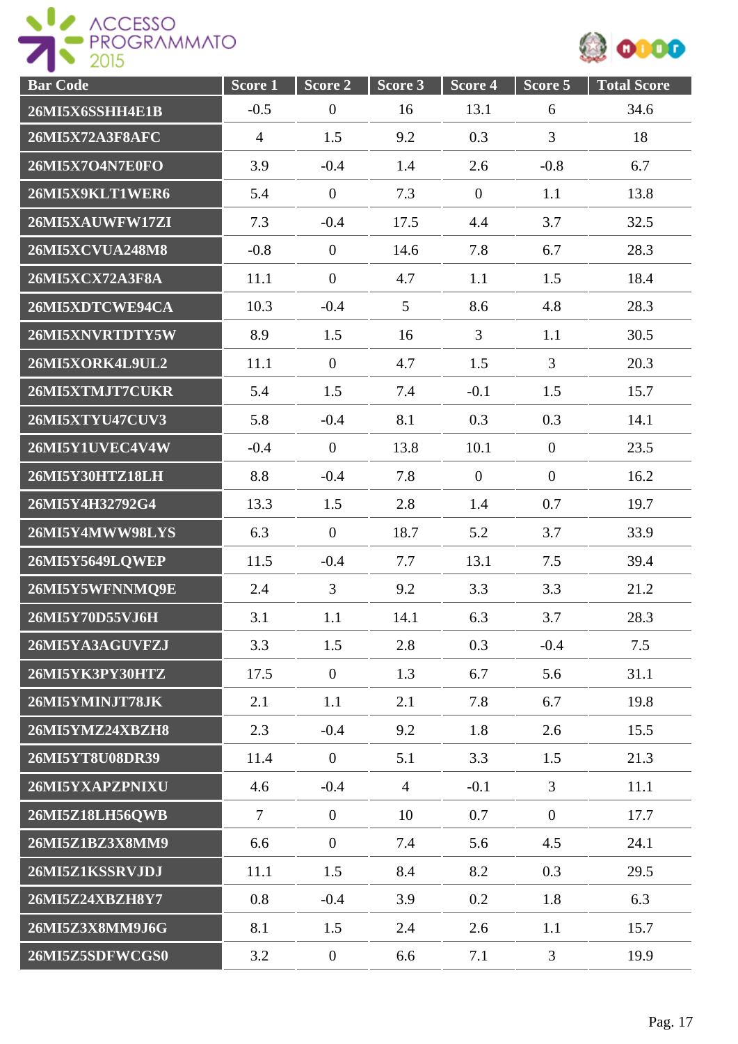| Bar Code | Score 1 | Score 2 | Score 3 | Score 4 | Score 5 | Total Score |
|---|---|---|---|---|---|---|
| 26MI5X6SSHH4E1B | -0.5 | 0 | 16 | 13.1 | 6 | 34.6 |
| 26MI5X72A3F8AFC | 4 | 1.5 | 9.2 | 0.3 | 3 | 18 |
| 26MI5X7O4N7E0FO | 3.9 | -0.4 | 1.4 | 2.6 | -0.8 | 6.7 |
| 26MI5X9KLT1WER6 | 5.4 | 0 | 7.3 | 0 | 1.1 | 13.8 |
| 26MI5XAUWFW17ZI | 7.3 | -0.4 | 17.5 | 4.4 | 3.7 | 32.5 |
| 26MI5XCVUA248M8 | -0.8 | 0 | 14.6 | 7.8 | 6.7 | 28.3 |
| 26MI5XCX72A3F8A | 11.1 | 0 | 4.7 | 1.1 | 1.5 | 18.4 |
| 26MI5XDTCWE94CA | 10.3 | -0.4 | 5 | 8.6 | 4.8 | 28.3 |
| 26MI5XNVRTDTY5W | 8.9 | 1.5 | 16 | 3 | 1.1 | 30.5 |
| 26MI5XORK4L9UL2 | 11.1 | 0 | 4.7 | 1.5 | 3 | 20.3 |
| 26MI5XTMJT7CUKR | 5.4 | 1.5 | 7.4 | -0.1 | 1.5 | 15.7 |
| 26MI5XTYU47CUV3 | 5.8 | -0.4 | 8.1 | 0.3 | 0.3 | 14.1 |
| 26MI5Y1UVEC4V4W | -0.4 | 0 | 13.8 | 10.1 | 0 | 23.5 |
| 26MI5Y30HTZ18LH | 8.8 | -0.4 | 7.8 | 0 | 0 | 16.2 |
| 26MI5Y4H32792G4 | 13.3 | 1.5 | 2.8 | 1.4 | 0.7 | 19.7 |
| 26MI5Y4MWW98LYS | 6.3 | 0 | 18.7 | 5.2 | 3.7 | 33.9 |
| 26MI5Y5649LQWEP | 11.5 | -0.4 | 7.7 | 13.1 | 7.5 | 39.4 |
| 26MI5Y5WFNNMQ9E | 2.4 | 3 | 9.2 | 3.3 | 3.3 | 21.2 |
| 26MI5Y70D55VJ6H | 3.1 | 1.1 | 14.1 | 6.3 | 3.7 | 28.3 |
| 26MI5YA3AGUVFZJ | 3.3 | 1.5 | 2.8 | 0.3 | -0.4 | 7.5 |
| 26MI5YK3PY30HTZ | 17.5 | 0 | 1.3 | 6.7 | 5.6 | 31.1 |
| 26MI5YMINJT78JK | 2.1 | 1.1 | 2.1 | 7.8 | 6.7 | 19.8 |
| 26MI5YMZ24XBZH8 | 2.3 | -0.4 | 9.2 | 1.8 | 2.6 | 15.5 |
| 26MI5YT8U08DR39 | 11.4 | 0 | 5.1 | 3.3 | 1.5 | 21.3 |
| 26MI5YXAPZPNIXU | 4.6 | -0.4 | 4 | -0.1 | 3 | 11.1 |
| 26MI5Z18LH56QWB | 7 | 0 | 10 | 0.7 | 0 | 17.7 |
| 26MI5Z1BZ3X8MM9 | 6.6 | 0 | 7.4 | 5.6 | 4.5 | 24.1 |
| 26MI5Z1KSSRVJDJ | 11.1 | 1.5 | 8.4 | 8.2 | 0.3 | 29.5 |
| 26MI5Z24XBZH8Y7 | 0.8 | -0.4 | 3.9 | 0.2 | 1.8 | 6.3 |
| 26MI5Z3X8MM9J6G | 8.1 | 1.5 | 2.4 | 2.6 | 1.1 | 15.7 |
| 26MI5Z5SDFWCGS0 | 3.2 | 0 | 6.6 | 7.1 | 3 | 19.9 |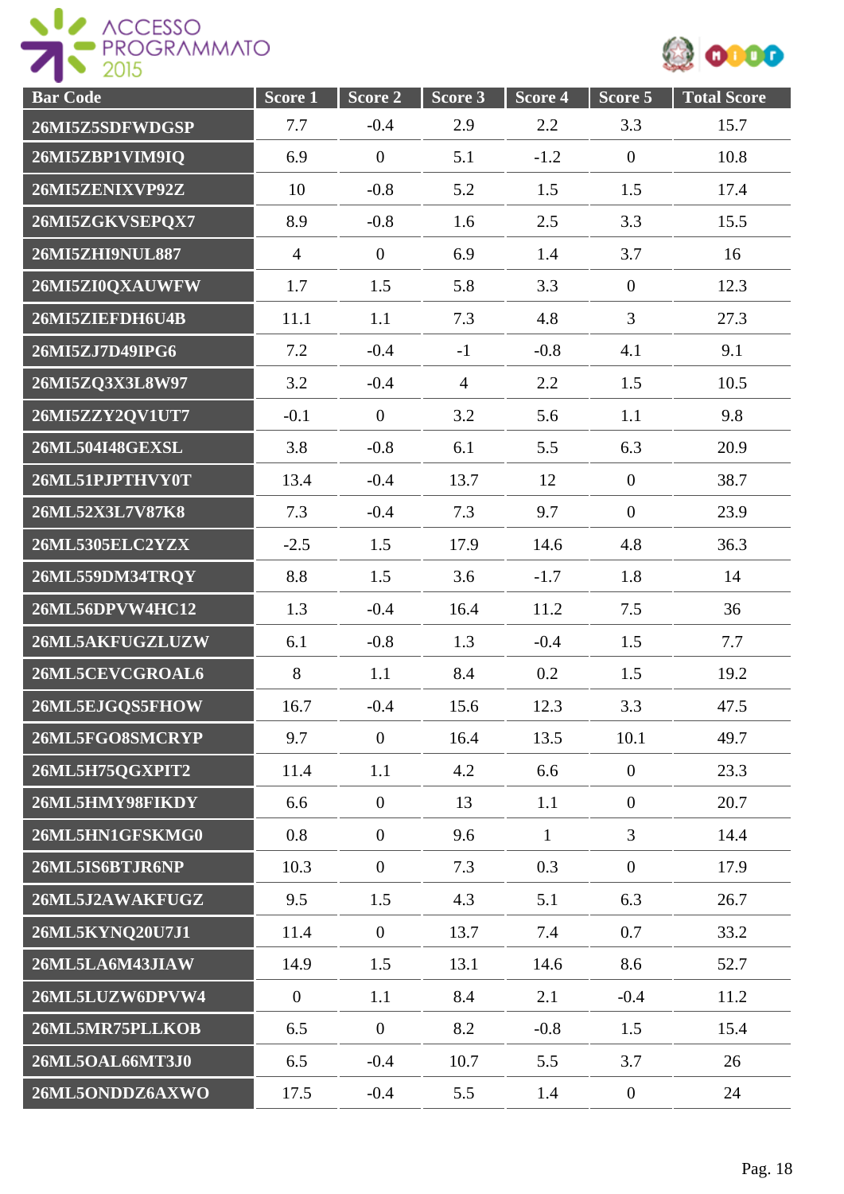| Bar Code | Score 1 | Score 2 | Score 3 | Score 4 | Score 5 | Total Score |
|---|---|---|---|---|---|---|
| 26MI5Z5SDFWDGSP | 7.7 | -0.4 | 2.9 | 2.2 | 3.3 | 15.7 |
| 26MI5ZBP1VIM9IQ | 6.9 | 0 | 5.1 | -1.2 | 0 | 10.8 |
| 26MI5ZENIXVP92Z | 10 | -0.8 | 5.2 | 1.5 | 1.5 | 17.4 |
| 26MI5ZGKVSEPQX7 | 8.9 | -0.8 | 1.6 | 2.5 | 3.3 | 15.5 |
| 26MI5ZHI9NUL887 | 4 | 0 | 6.9 | 1.4 | 3.7 | 16 |
| 26MI5ZI0QXAUWFW | 1.7 | 1.5 | 5.8 | 3.3 | 0 | 12.3 |
| 26MI5ZIEFDH6U4B | 11.1 | 1.1 | 7.3 | 4.8 | 3 | 27.3 |
| 26MI5ZJ7D49IPG6 | 7.2 | -0.4 | -1 | -0.8 | 4.1 | 9.1 |
| 26MI5ZQ3X3L8W97 | 3.2 | -0.4 | 4 | 2.2 | 1.5 | 10.5 |
| 26MI5ZZY2QV1UT7 | -0.1 | 0 | 3.2 | 5.6 | 1.1 | 9.8 |
| 26ML504I48GEXSL | 3.8 | -0.8 | 6.1 | 5.5 | 6.3 | 20.9 |
| 26ML51PJPTHVY0T | 13.4 | -0.4 | 13.7 | 12 | 0 | 38.7 |
| 26ML52X3L7V87K8 | 7.3 | -0.4 | 7.3 | 9.7 | 0 | 23.9 |
| 26ML5305ELC2YZX | -2.5 | 1.5 | 17.9 | 14.6 | 4.8 | 36.3 |
| 26ML559DM34TRQY | 8.8 | 1.5 | 3.6 | -1.7 | 1.8 | 14 |
| 26ML56DPVW4HC12 | 1.3 | -0.4 | 16.4 | 11.2 | 7.5 | 36 |
| 26ML5AKFUGZLUZW | 6.1 | -0.8 | 1.3 | -0.4 | 1.5 | 7.7 |
| 26ML5CEVCGROAL6 | 8 | 1.1 | 8.4 | 0.2 | 1.5 | 19.2 |
| 26ML5EJGQS5FHOW | 16.7 | -0.4 | 15.6 | 12.3 | 3.3 | 47.5 |
| 26ML5FGO8SMCRYP | 9.7 | 0 | 16.4 | 13.5 | 10.1 | 49.7 |
| 26ML5H75QGXPIT2 | 11.4 | 1.1 | 4.2 | 6.6 | 0 | 23.3 |
| 26ML5HMY98FIKDY | 6.6 | 0 | 13 | 1.1 | 0 | 20.7 |
| 26ML5HN1GFSKMG0 | 0.8 | 0 | 9.6 | 1 | 3 | 14.4 |
| 26ML5IS6BTJR6NP | 10.3 | 0 | 7.3 | 0.3 | 0 | 17.9 |
| 26ML5J2AWAKFUGZ | 9.5 | 1.5 | 4.3 | 5.1 | 6.3 | 26.7 |
| 26ML5KYNQ20U7J1 | 11.4 | 0 | 13.7 | 7.4 | 0.7 | 33.2 |
| 26ML5LA6M43JIAW | 14.9 | 1.5 | 13.1 | 14.6 | 8.6 | 52.7 |
| 26ML5LUZW6DPVW4 | 0 | 1.1 | 8.4 | 2.1 | -0.4 | 11.2 |
| 26ML5MR75PLLKOB | 6.5 | 0 | 8.2 | -0.8 | 1.5 | 15.4 |
| 26ML5OAL66MT3J0 | 6.5 | -0.4 | 10.7 | 5.5 | 3.7 | 26 |
| 26ML5ONDDZ6AXWO | 17.5 | -0.4 | 5.5 | 1.4 | 0 | 24 |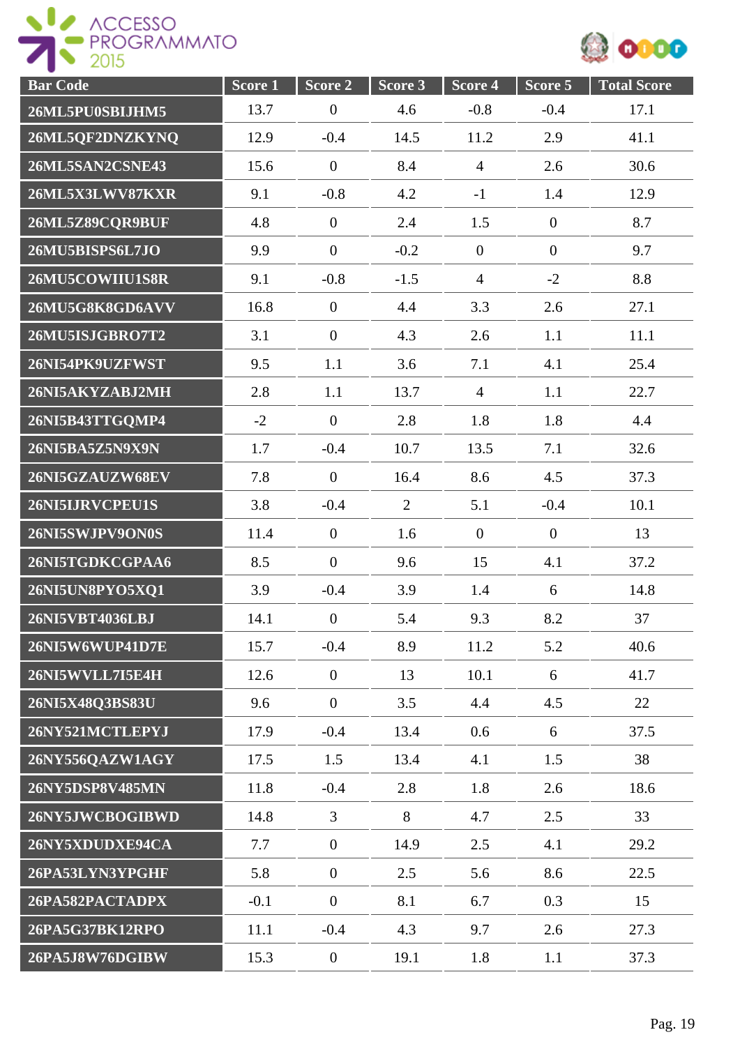| Bar Code | Score 1 | Score 2 | Score 3 | Score 4 | Score 5 | Total Score |
|---|---|---|---|---|---|---|
| 26ML5PU0SBIJHM5 | 13.7 | 0 | 4.6 | -0.8 | -0.4 | 17.1 |
| 26ML5QF2DNZKYNQ | 12.9 | -0.4 | 14.5 | 11.2 | 2.9 | 41.1 |
| 26ML5SAN2CSNE43 | 15.6 | 0 | 8.4 | 4 | 2.6 | 30.6 |
| 26ML5X3LWV87KXR | 9.1 | -0.8 | 4.2 | -1 | 1.4 | 12.9 |
| 26ML5Z89CQR9BUF | 4.8 | 0 | 2.4 | 1.5 | 0 | 8.7 |
| 26MU5BISPS6L7JO | 9.9 | 0 | -0.2 | 0 | 0 | 9.7 |
| 26MU5COWIIU1S8R | 9.1 | -0.8 | -1.5 | 4 | -2 | 8.8 |
| 26MU5G8K8GD6AVV | 16.8 | 0 | 4.4 | 3.3 | 2.6 | 27.1 |
| 26MU5ISJGBRO7T2 | 3.1 | 0 | 4.3 | 2.6 | 1.1 | 11.1 |
| 26NI54PK9UZFWST | 9.5 | 1.1 | 3.6 | 7.1 | 4.1 | 25.4 |
| 26NI5AKYZABJ2MH | 2.8 | 1.1 | 13.7 | 4 | 1.1 | 22.7 |
| 26NI5B43TTGQMP4 | -2 | 0 | 2.8 | 1.8 | 1.8 | 4.4 |
| 26NI5BA5Z5N9X9N | 1.7 | -0.4 | 10.7 | 13.5 | 7.1 | 32.6 |
| 26NI5GZAUZW68EV | 7.8 | 0 | 16.4 | 8.6 | 4.5 | 37.3 |
| 26NI5IJRVCPEU1S | 3.8 | -0.4 | 2 | 5.1 | -0.4 | 10.1 |
| 26NI5SWJPV9ON0S | 11.4 | 0 | 1.6 | 0 | 0 | 13 |
| 26NI5TGDKCGPAA6 | 8.5 | 0 | 9.6 | 15 | 4.1 | 37.2 |
| 26NI5UN8PYO5XQ1 | 3.9 | -0.4 | 3.9 | 1.4 | 6 | 14.8 |
| 26NI5VBT4036LBJ | 14.1 | 0 | 5.4 | 9.3 | 8.2 | 37 |
| 26NI5W6WUP41D7E | 15.7 | -0.4 | 8.9 | 11.2 | 5.2 | 40.6 |
| 26NI5WVLL7I5E4H | 12.6 | 0 | 13 | 10.1 | 6 | 41.7 |
| 26NI5X48Q3BS83U | 9.6 | 0 | 3.5 | 4.4 | 4.5 | 22 |
| 26NY521MCTLEPYJ | 17.9 | -0.4 | 13.4 | 0.6 | 6 | 37.5 |
| 26NY556QAZW1AGY | 17.5 | 1.5 | 13.4 | 4.1 | 1.5 | 38 |
| 26NY5DSP8V485MN | 11.8 | -0.4 | 2.8 | 1.8 | 2.6 | 18.6 |
| 26NY5JWCBOGIBWD | 14.8 | 3 | 8 | 4.7 | 2.5 | 33 |
| 26NY5XDUDXE94CA | 7.7 | 0 | 14.9 | 2.5 | 4.1 | 29.2 |
| 26PA53LYN3YPGHF | 5.8 | 0 | 2.5 | 5.6 | 8.6 | 22.5 |
| 26PA582PACTADPX | -0.1 | 0 | 8.1 | 6.7 | 0.3 | 15 |
| 26PA5G37BK12RPO | 11.1 | -0.4 | 4.3 | 9.7 | 2.6 | 27.3 |
| 26PA5J8W76DGIBW | 15.3 | 0 | 19.1 | 1.8 | 1.1 | 37.3 |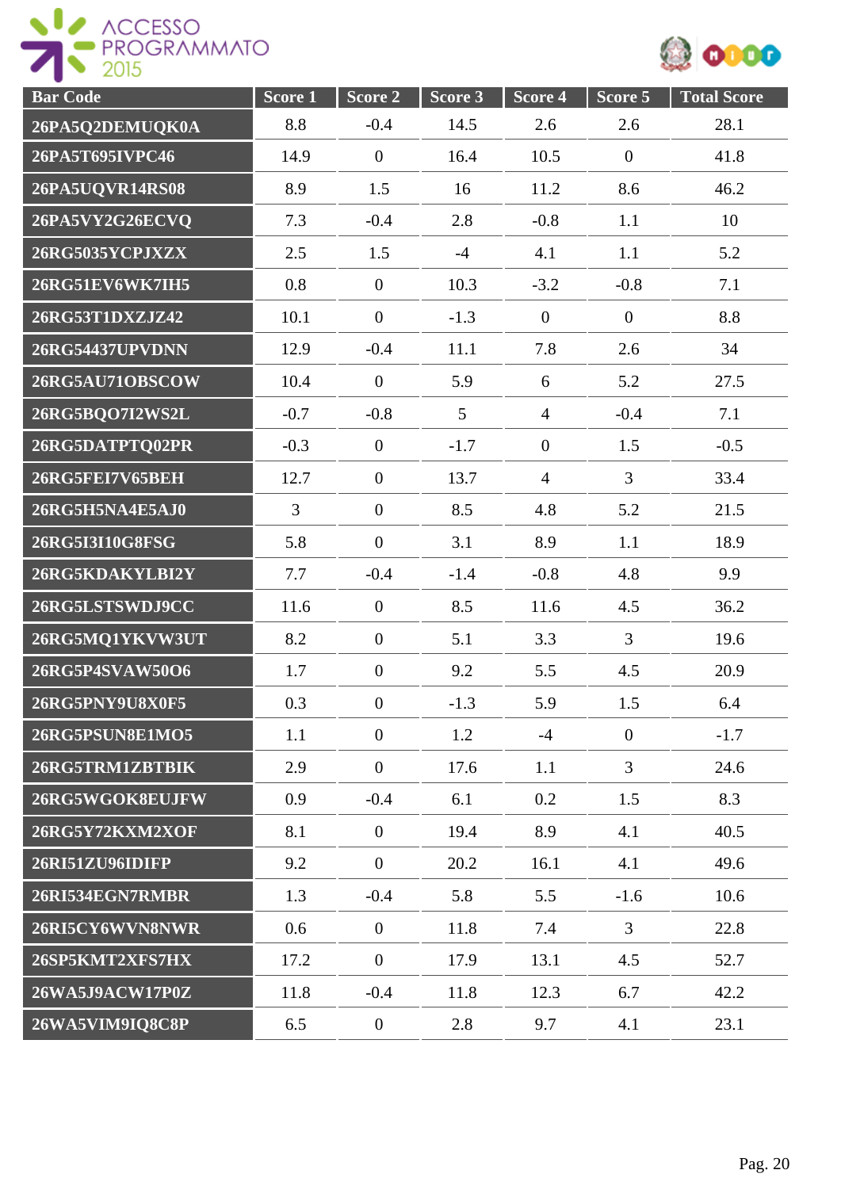| Bar Code | Score 1 | Score 2 | Score 3 | Score 4 | Score 5 | Total Score |
|---|---|---|---|---|---|---|
| 26PA5Q2DEMUQK0A | 8.8 | -0.4 | 14.5 | 2.6 | 2.6 | 28.1 |
| 26PA5T695IVPC46 | 14.9 | 0 | 16.4 | 10.5 | 0 | 41.8 |
| 26PA5UQVR14RS08 | 8.9 | 1.5 | 16 | 11.2 | 8.6 | 46.2 |
| 26PA5VY2G26ECVQ | 7.3 | -0.4 | 2.8 | -0.8 | 1.1 | 10 |
| 26RG5035YCPJXZX | 2.5 | 1.5 | -4 | 4.1 | 1.1 | 5.2 |
| 26RG51EV6WK7IH5 | 0.8 | 0 | 10.3 | -3.2 | -0.8 | 7.1 |
| 26RG53T1DXZJZ42 | 10.1 | 0 | -1.3 | 0 | 0 | 8.8 |
| 26RG54437UPVDNN | 12.9 | -0.4 | 11.1 | 7.8 | 2.6 | 34 |
| 26RG5AU71OBSCOW | 10.4 | 0 | 5.9 | 6 | 5.2 | 27.5 |
| 26RG5BQO7I2WS2L | -0.7 | -0.8 | 5 | 4 | -0.4 | 7.1 |
| 26RG5DATPTQ02PR | -0.3 | 0 | -1.7 | 0 | 1.5 | -0.5 |
| 26RG5FEI7V65BEH | 12.7 | 0 | 13.7 | 4 | 3 | 33.4 |
| 26RG5H5NA4E5AJ0 | 3 | 0 | 8.5 | 4.8 | 5.2 | 21.5 |
| 26RG5I3I10G8FSG | 5.8 | 0 | 3.1 | 8.9 | 1.1 | 18.9 |
| 26RG5KDAKYLBI2Y | 7.7 | -0.4 | -1.4 | -0.8 | 4.8 | 9.9 |
| 26RG5LSTSWDJ9CC | 11.6 | 0 | 8.5 | 11.6 | 4.5 | 36.2 |
| 26RG5MQ1YKVW3UT | 8.2 | 0 | 5.1 | 3.3 | 3 | 19.6 |
| 26RG5P4SVAW50O6 | 1.7 | 0 | 9.2 | 5.5 | 4.5 | 20.9 |
| 26RG5PNY9U8X0F5 | 0.3 | 0 | -1.3 | 5.9 | 1.5 | 6.4 |
| 26RG5PSUN8E1MO5 | 1.1 | 0 | 1.2 | -4 | 0 | -1.7 |
| 26RG5TRM1ZBTBIK | 2.9 | 0 | 17.6 | 1.1 | 3 | 24.6 |
| 26RG5WGOK8EUJFW | 0.9 | -0.4 | 6.1 | 0.2 | 1.5 | 8.3 |
| 26RG5Y72KXM2XOF | 8.1 | 0 | 19.4 | 8.9 | 4.1 | 40.5 |
| 26RI51ZU96IDIFP | 9.2 | 0 | 20.2 | 16.1 | 4.1 | 49.6 |
| 26RI534EGN7RMBR | 1.3 | -0.4 | 5.8 | 5.5 | -1.6 | 10.6 |
| 26RI5CY6WVN8NWR | 0.6 | 0 | 11.8 | 7.4 | 3 | 22.8 |
| 26SP5KMT2XFS7HX | 17.2 | 0 | 17.9 | 13.1 | 4.5 | 52.7 |
| 26WA5J9ACW17P0Z | 11.8 | -0.4 | 11.8 | 12.3 | 6.7 | 42.2 |
| 26WA5VIM9IQ8C8P | 6.5 | 0 | 2.8 | 9.7 | 4.1 | 23.1 |